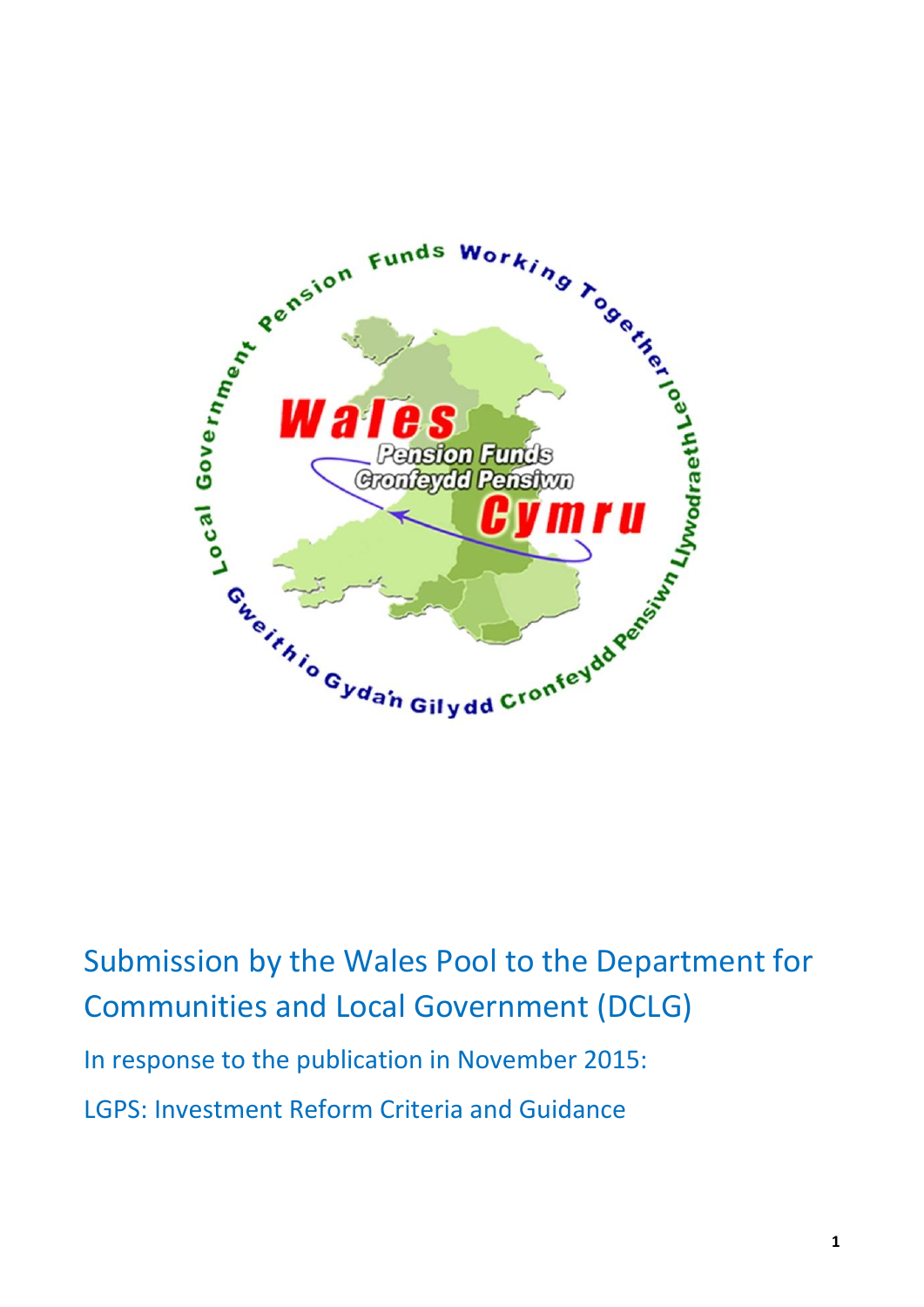# Submission by the Wales Pool to the Department for Communities and Local Government (DCLG)

## In response to the publication in November 2015:

## LGPS: Investment Reform Criteria and Guidance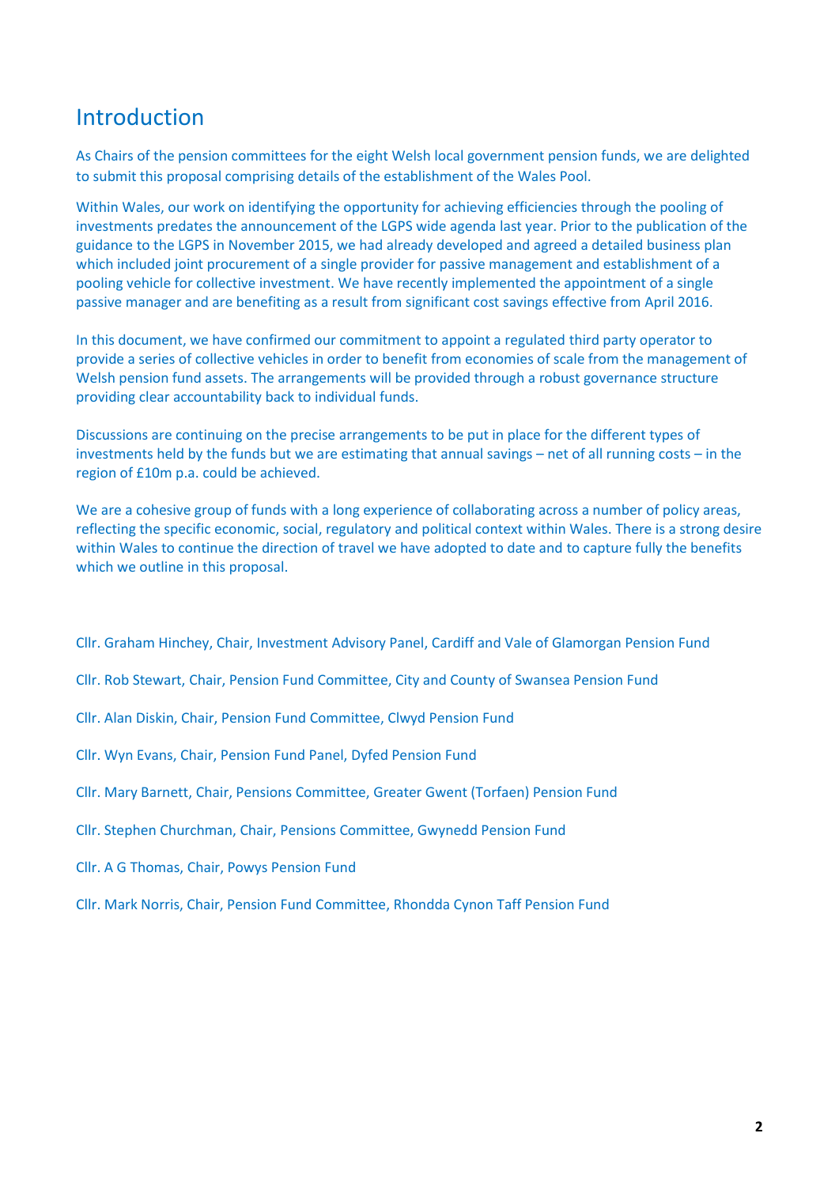# Introduction

As Chairs of the pension committees for the eight Welsh local government pension funds, we are delighted to submit this proposal comprising details of the establishment of the Wales Pool.

Within Wales, our work on identifying the opportunity for achieving efficiencies through the pooling of investments predates the announcement of the LGPS wide agenda last year. Prior to the publication of the guidance to the LGPS in November 2015, we had already developed and agreed a detailed business plan which included joint procurement of a single provider for passive management and establishment of a pooling vehicle for collective investment. We have recently implemented the appointment of a single passive manager and are benefiting as a result from significant cost savings effective from April 2016.

In this document, we have confirmed our commitment to appoint a regulated third party operator to provide a series of collective vehicles in order to benefit from economies of scale from the management of Welsh pension fund assets. The arrangements will be provided through a robust governance structure providing clear accountability back to individual funds.

Discussions are continuing on the precise arrangements to be put in place for the different types of investments held by the funds but we are estimating that annual savings – net of all running costs – in the region of £10m p.a. could be achieved.

We are a cohesive group of funds with a long experience of collaborating across a number of policy areas, reflecting the specific economic, social, regulatory and political context within Wales. There is a strong desire within Wales to continue the direction of travel we have adopted to date and to capture fully the benefits which we outline in this proposal.

Cllr. Graham Hinchey, Chair, Investment Advisory Panel, Cardiff and Vale of Glamorgan Pension Fund

Cllr. Rob Stewart, Chair, Pension Fund Committee, City and County of Swansea Pension Fund

Cllr. Alan Diskin, Chair, Pension Fund Committee, Clwyd Pension Fund

Cllr. Wyn Evans, Chair, Pension Fund Panel, Dyfed Pension Fund

Cllr. Mary Barnett, Chair, Pensions Committee, Greater Gwent (Torfaen) Pension Fund

Cllr. Stephen Churchman, Chair, Pensions Committee, Gwynedd Pension Fund

Cllr. A G Thomas, Chair, Powys Pension Fund

Cllr. Mark Norris, Chair, Pension Fund Committee, Rhondda Cynon Taff Pension Fund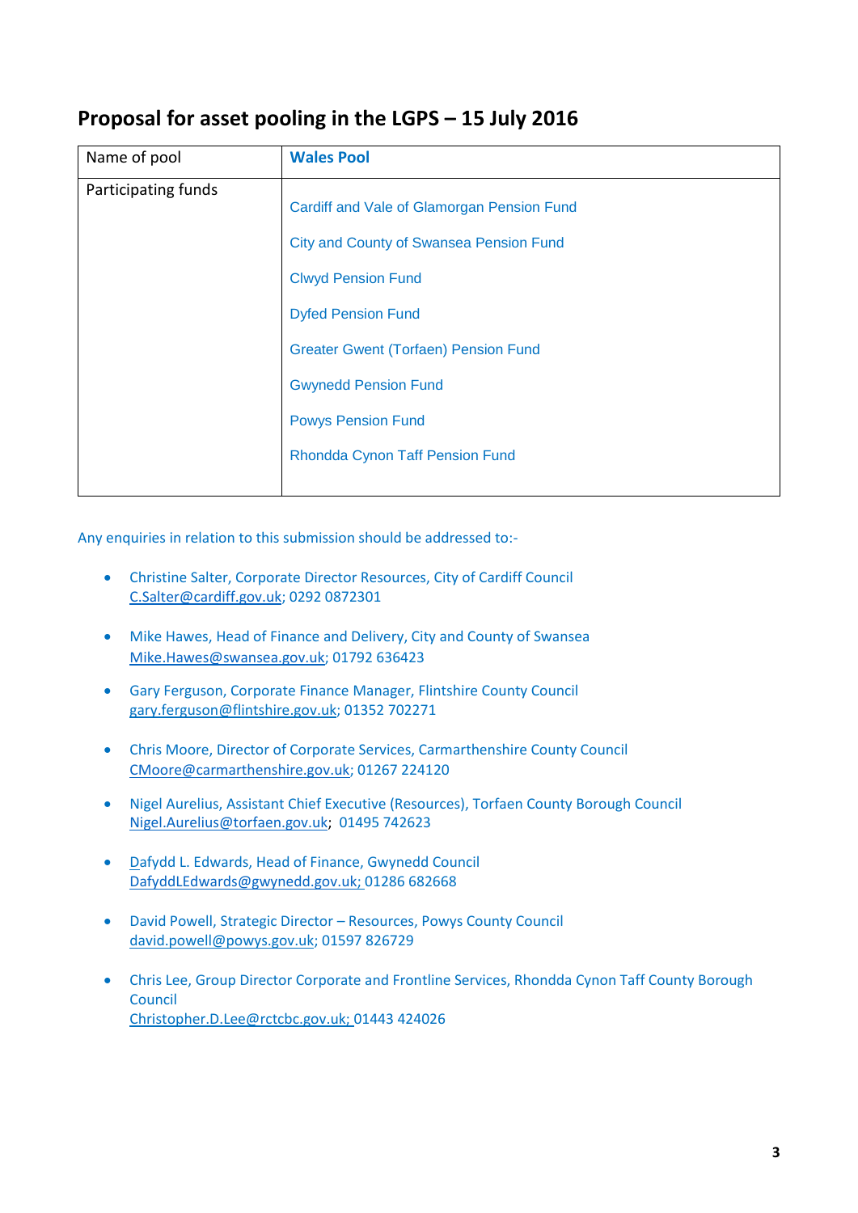## Proposal for asset pooling in the LGPS – 15 July 2016

| Name of pool | **Wales Pool** |
|---|---|
| Participating funds | Cardiff and Vale of Glamorgan Pension Fund<br><br>City and County of Swansea Pension Fund<br><br>Clwyd Pension Fund<br><br>Dyfed Pension Fund<br><br>Greater Gwent (Torfaen) Pension Fund<br><br>Gwynedd Pension Fund<br><br>Powys Pension Fund<br><br>Rhondda Cynon Taff Pension Fund |

Any enquiries in relation to this submission should be addressed to:-

- Christine Salter, Corporate Director Resources, City of Cardiff Council
  C.Salter@cardiff.gov.uk; 0292 0872301

- Mike Hawes, Head of Finance and Delivery, City and County of Swansea
  Mike.Hawes@swansea.gov.uk; 01792 636423

- Gary Ferguson, Corporate Finance Manager, Flintshire County Council
  gary.ferguson@flintshire.gov.uk; 01352 702271

- Chris Moore, Director of Corporate Services, Carmarthenshire County Council
  CMoore@carmarthenshire.gov.uk; 01267 224120

- Nigel Aurelius, Assistant Chief Executive (Resources), Torfaen County Borough Council
  Nigel.Aurelius@torfaen.gov.uk; 01495 742623

- Dafydd L. Edwards, Head of Finance, Gwynedd Council
  DafyddLEdwards@gwynedd.gov.uk; 01286 682668

- David Powell, Strategic Director – Resources, Powys County Council
  david.powell@powys.gov.uk; 01597 826729

- Chris Lee, Group Director Corporate and Frontline Services, Rhondda Cynon Taff County Borough Council
  Christopher.D.Lee@rctcbc.gov.uk; 01443 424026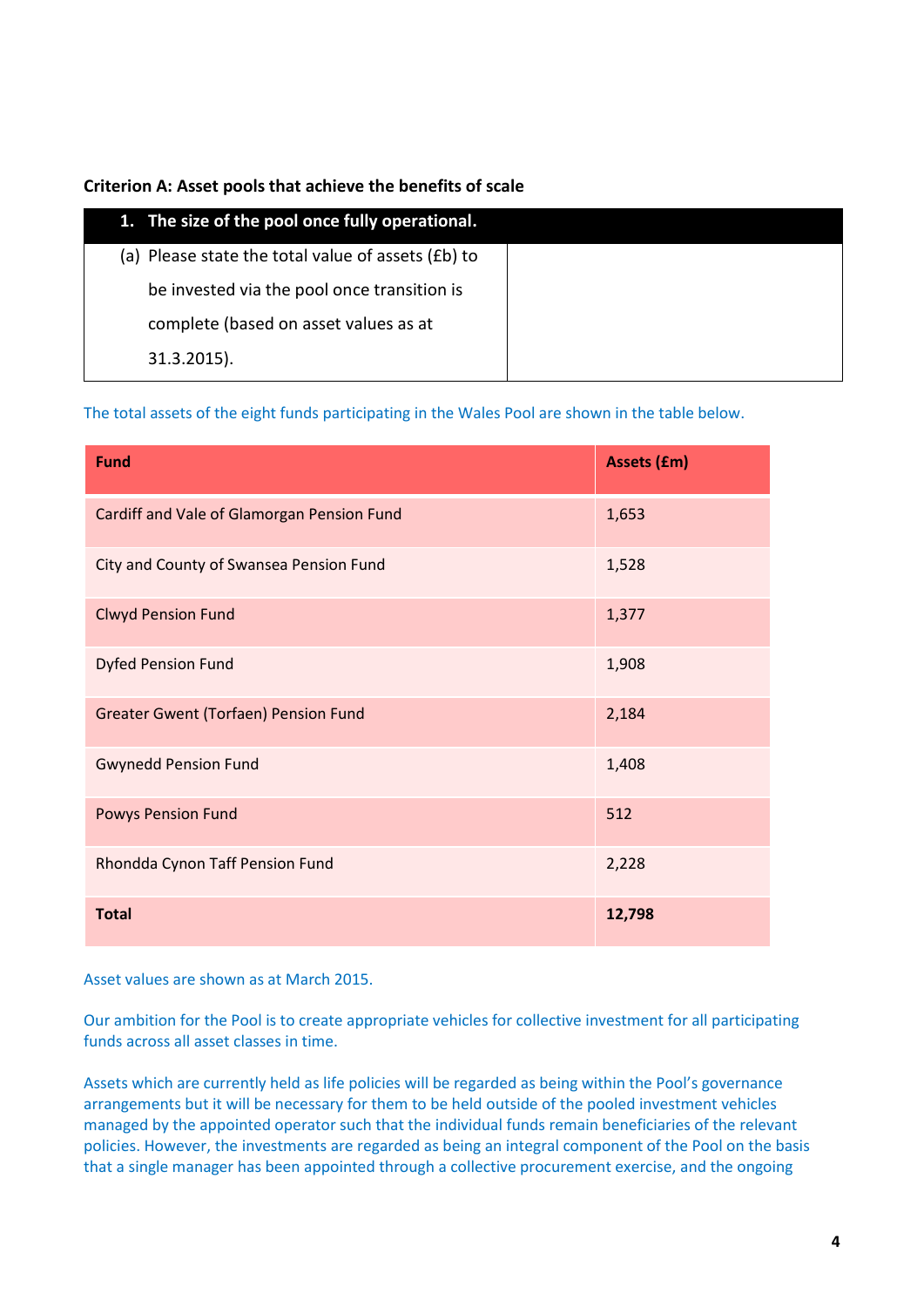**Criterion A: Asset pools that achieve the benefits of scale**

| 1. The size of the pool once fully operational. | |
|---|---|
| (a) Please state the total value of assets (£b) to be invested via the pool once transition is complete (based on asset values as at 31.3.2015). | |

The total assets of the eight funds participating in the Wales Pool are shown in the table below.

| Fund | Assets (£m) |
|---|---|
| Cardiff and Vale of Glamorgan Pension Fund | 1,653 |
| City and County of Swansea Pension Fund | 1,528 |
| Clwyd Pension Fund | 1,377 |
| Dyfed Pension Fund | 1,908 |
| Greater Gwent (Torfaen) Pension Fund | 2,184 |
| Gwynedd Pension Fund | 1,408 |
| Powys Pension Fund | 512 |
| Rhondda Cynon Taff Pension Fund | 2,228 |
| **Total** | **12,798** |

Asset values are shown as at March 2015.

Our ambition for the Pool is to create appropriate vehicles for collective investment for all participating funds across all asset classes in time.

Assets which are currently held as life policies will be regarded as being within the Pool's governance arrangements but it will be necessary for them to be held outside of the pooled investment vehicles managed by the appointed operator such that the individual funds remain beneficiaries of the relevant policies. However, the investments are regarded as being an integral component of the Pool on the basis that a single manager has been appointed through a collective procurement exercise, and the ongoing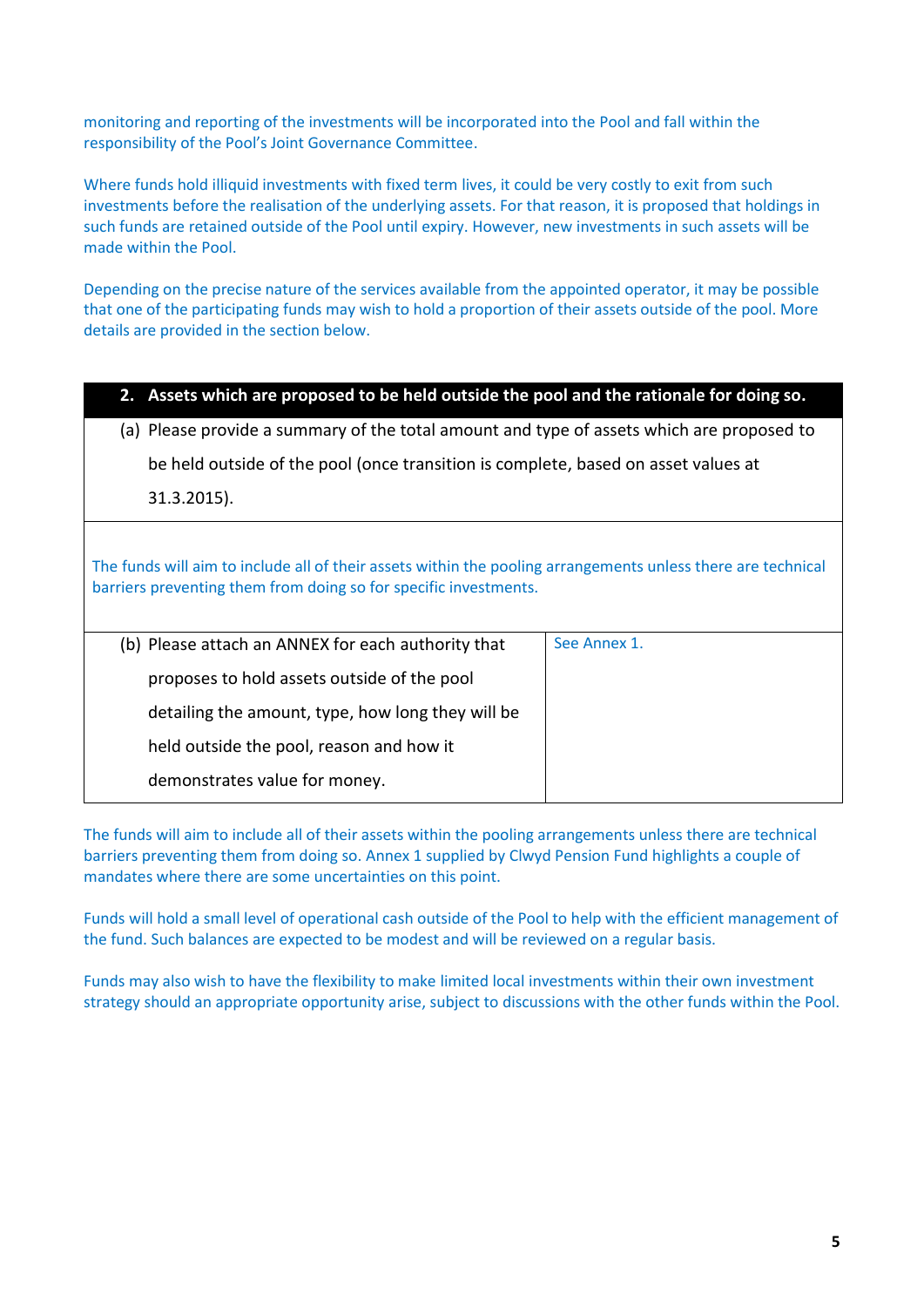monitoring and reporting of the investments will be incorporated into the Pool and fall within the responsibility of the Pool's Joint Governance Committee.

Where funds hold illiquid investments with fixed term lives, it could be very costly to exit from such investments before the realisation of the underlying assets. For that reason, it is proposed that holdings in such funds are retained outside of the Pool until expiry. However, new investments in such assets will be made within the Pool.

Depending on the precise nature of the services available from the appointed operator, it may be possible that one of the participating funds may wish to hold a proportion of their assets outside of the pool. More details are provided in the section below.

## 2. Assets which are proposed to be held outside the pool and the rationale for doing so.

(a) Please provide a summary of the total amount and type of assets which are proposed to be held outside of the pool (once transition is complete, based on asset values at 31.3.2015).

The funds will aim to include all of their assets within the pooling arrangements unless there are technical barriers preventing them from doing so for specific investments.

| (b) Please attach an ANNEX for each authority that proposes to hold assets outside of the pool detailing the amount, type, how long they will be held outside the pool, reason and how it demonstrates value for money. | See Annex 1. |
|---|---|

The funds will aim to include all of their assets within the pooling arrangements unless there are technical barriers preventing them from doing so. Annex 1 supplied by Clwyd Pension Fund highlights a couple of mandates where there are some uncertainties on this point.

Funds will hold a small level of operational cash outside of the Pool to help with the efficient management of the fund. Such balances are expected to be modest and will be reviewed on a regular basis.

Funds may also wish to have the flexibility to make limited local investments within their own investment strategy should an appropriate opportunity arise, subject to discussions with the other funds within the Pool.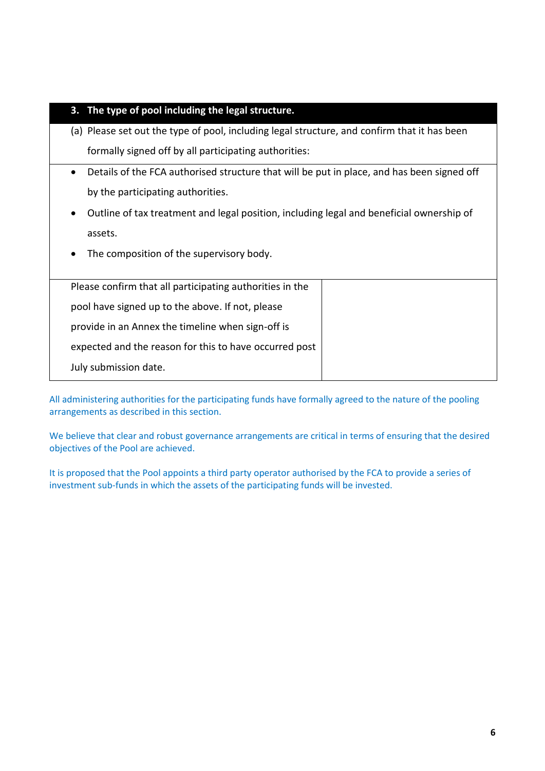| 3. The type of pool including the legal structure. | |
|---|---|
| (a) Please set out the type of pool, including legal structure, and confirm that it has been formally signed off by all participating authorities: | |
| • Details of the FCA authorised structure that will be put in place, and has been signed off by the participating authorities.<br>• Outline of tax treatment and legal position, including legal and beneficial ownership of assets.<br>• The composition of the supervisory body. | |
| Please confirm that all participating authorities in the pool have signed up to the above. If not, please provide in an Annex the timeline when sign-off is expected and the reason for this to have occurred post July submission date. | |

All administering authorities for the participating funds have formally agreed to the nature of the pooling arrangements as described in this section.

We believe that clear and robust governance arrangements are critical in terms of ensuring that the desired objectives of the Pool are achieved.

It is proposed that the Pool appoints a third party operator authorised by the FCA to provide a series of investment sub-funds in which the assets of the participating funds will be invested.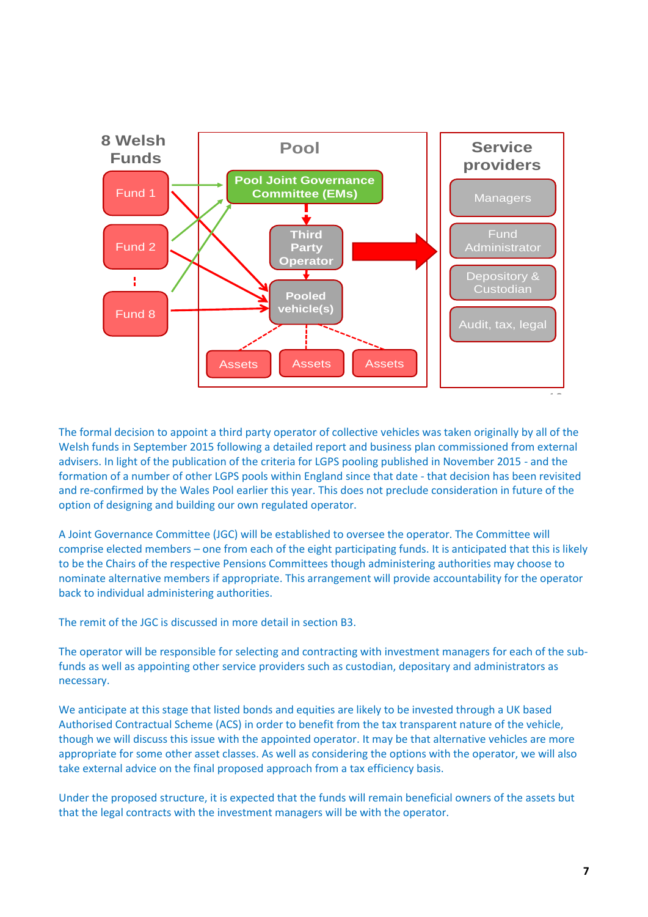The formal decision to appoint a third party operator of collective vehicles was taken originally by all of the Welsh funds in September 2015 following a detailed report and business plan commissioned from external advisers. In light of the publication of the criteria for LGPS pooling published in November 2015 - and the formation of a number of other LGPS pools within England since that date - that decision has been revisited and re-confirmed by the Wales Pool earlier this year. This does not preclude consideration in future of the option of designing and building our own regulated operator.

A Joint Governance Committee (JGC) will be established to oversee the operator. The Committee will comprise elected members – one from each of the eight participating funds. It is anticipated that this is likely to be the Chairs of the respective Pensions Committees though administering authorities may choose to nominate alternative members if appropriate. This arrangement will provide accountability for the operator back to individual administering authorities.

The remit of the JGC is discussed in more detail in section B3.

The operator will be responsible for selecting and contracting with investment managers for each of the sub-funds as well as appointing other service providers such as custodian, depositary and administrators as necessary.

We anticipate at this stage that listed bonds and equities are likely to be invested through a UK based Authorised Contractual Scheme (ACS) in order to benefit from the tax transparent nature of the vehicle, though we will discuss this issue with the appointed operator. It may be that alternative vehicles are more appropriate for some other asset classes. As well as considering the options with the operator, we will also take external advice on the final proposed approach from a tax efficiency basis.

Under the proposed structure, it is expected that the funds will remain beneficial owners of the assets but that the legal contracts with the investment managers will be with the operator.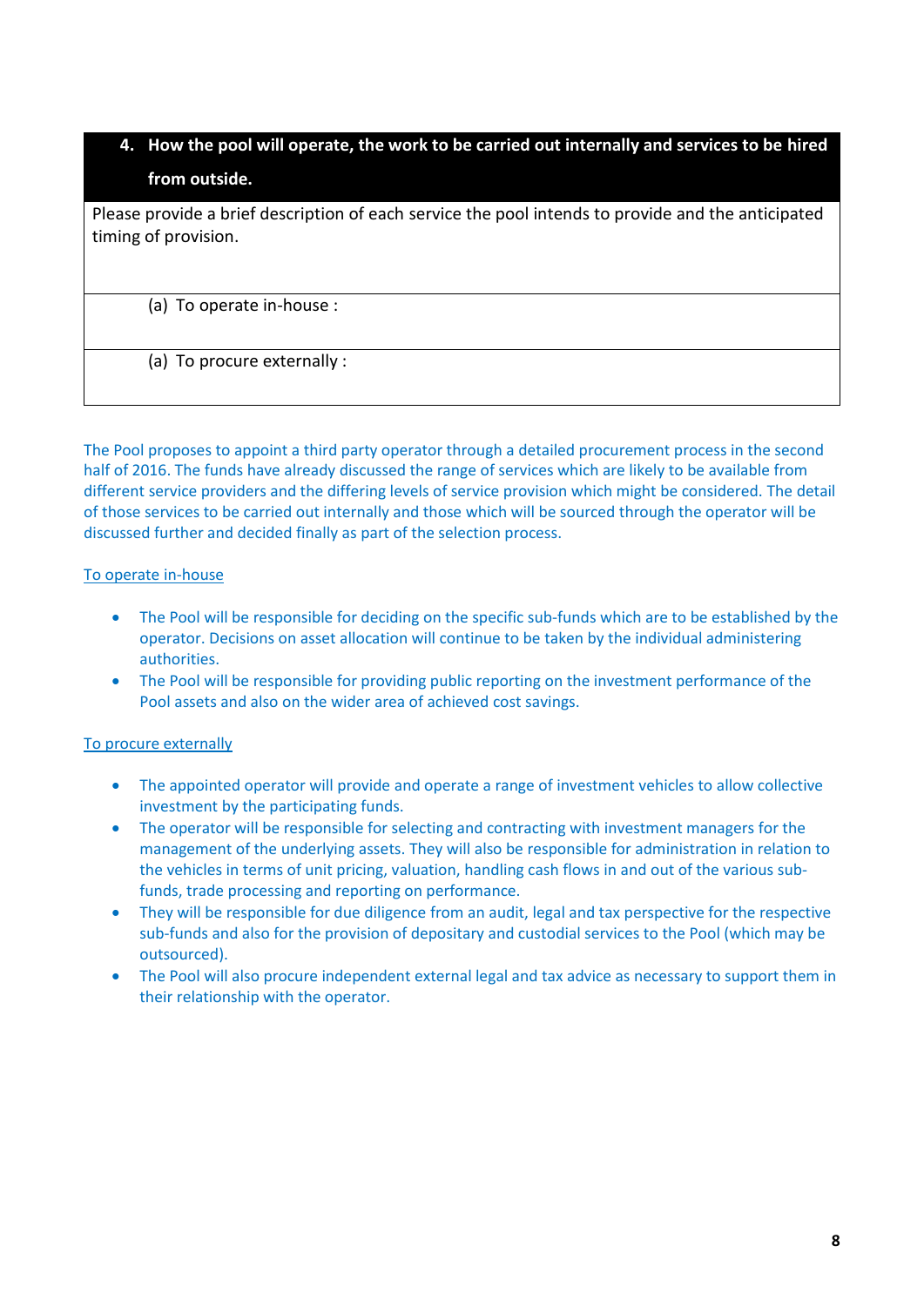| **4. How the pool will operate, the work to be carried out internally and services to be hired from outside.** |
| --- |
| Please provide a brief description of each service the pool intends to provide and the anticipated timing of provision. |
| (a) To operate in-house : |
| (a) To procure externally : |

The Pool proposes to appoint a third party operator through a detailed procurement process in the second half of 2016. The funds have already discussed the range of services which are likely to be available from different service providers and the differing levels of service provision which might be considered. The detail of those services to be carried out internally and those which will be sourced through the operator will be discussed further and decided finally as part of the selection process.

To operate in-house

- The Pool will be responsible for deciding on the specific sub-funds which are to be established by the operator. Decisions on asset allocation will continue to be taken by the individual administering authorities.
- The Pool will be responsible for providing public reporting on the investment performance of the Pool assets and also on the wider area of achieved cost savings.

To procure externally

- The appointed operator will provide and operate a range of investment vehicles to allow collective investment by the participating funds.
- The operator will be responsible for selecting and contracting with investment managers for the management of the underlying assets. They will also be responsible for administration in relation to the vehicles in terms of unit pricing, valuation, handling cash flows in and out of the various sub-funds, trade processing and reporting on performance.
- They will be responsible for due diligence from an audit, legal and tax perspective for the respective sub-funds and also for the provision of depositary and custodial services to the Pool (which may be outsourced).
- The Pool will also procure independent external legal and tax advice as necessary to support them in their relationship with the operator.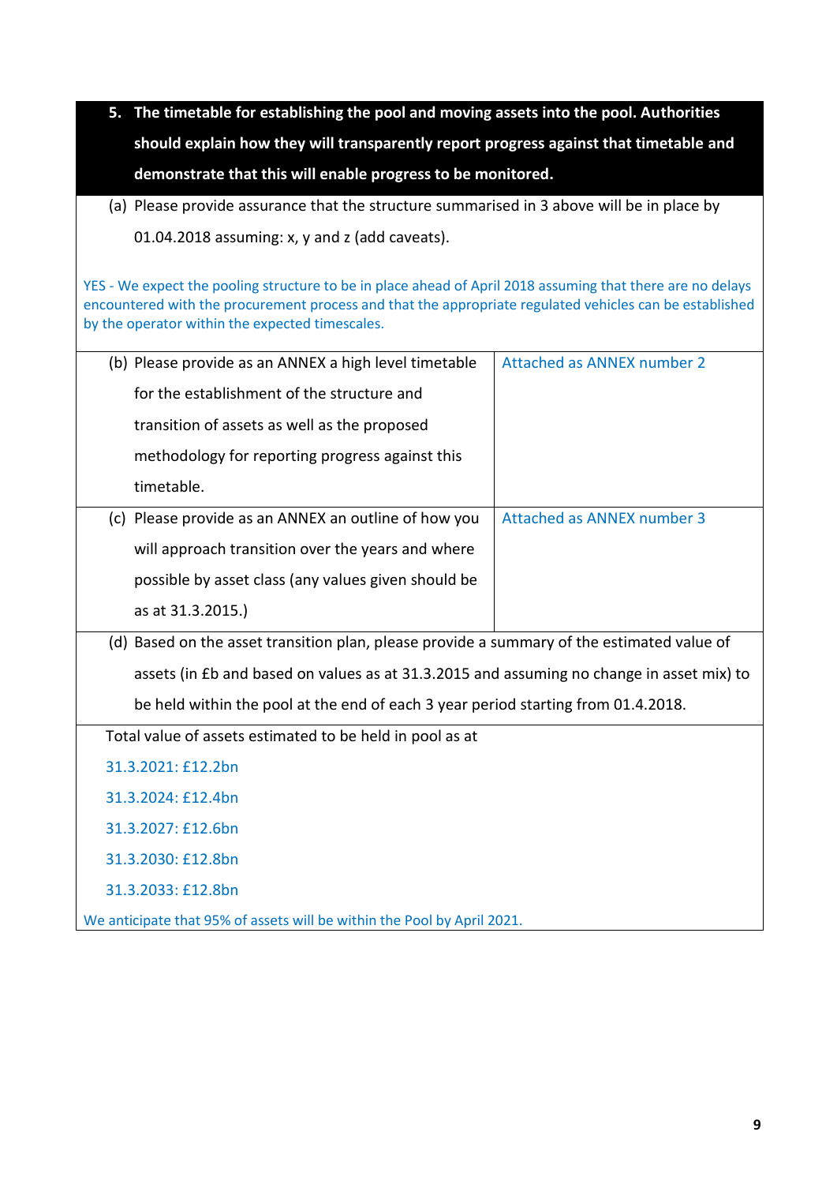**5. The timetable for establishing the pool and moving assets into the pool. Authorities should explain how they will transparently report progress against that timetable and demonstrate that this will enable progress to be monitored.**

(a) Please provide assurance that the structure summarised in 3 above will be in place by 01.04.2018 assuming: x, y and z (add caveats).

YES - We expect the pooling structure to be in place ahead of April 2018 assuming that there are no delays encountered with the procurement process and that the appropriate regulated vehicles can be established by the operator within the expected timescales.

| | |
|---|---|
| (b) Please provide as an ANNEX a high level timetable for the establishment of the structure and transition of assets as well as the proposed methodology for reporting progress against this timetable. | Attached as ANNEX number 2 |
| (c) Please provide as an ANNEX an outline of how you will approach transition over the years and where possible by asset class (any values given should be as at 31.3.2015.) | Attached as ANNEX number 3 |

(d) Based on the asset transition plan, please provide a summary of the estimated value of assets (in £b and based on values as at 31.3.2015 and assuming no change in asset mix) to be held within the pool at the end of each 3 year period starting from 01.4.2018.

Total value of assets estimated to be held in pool as at

31.3.2021: £12.2bn

31.3.2024: £12.4bn

31.3.2027: £12.6bn

31.3.2030: £12.8bn

31.3.2033: £12.8bn

We anticipate that 95% of assets will be within the Pool by April 2021.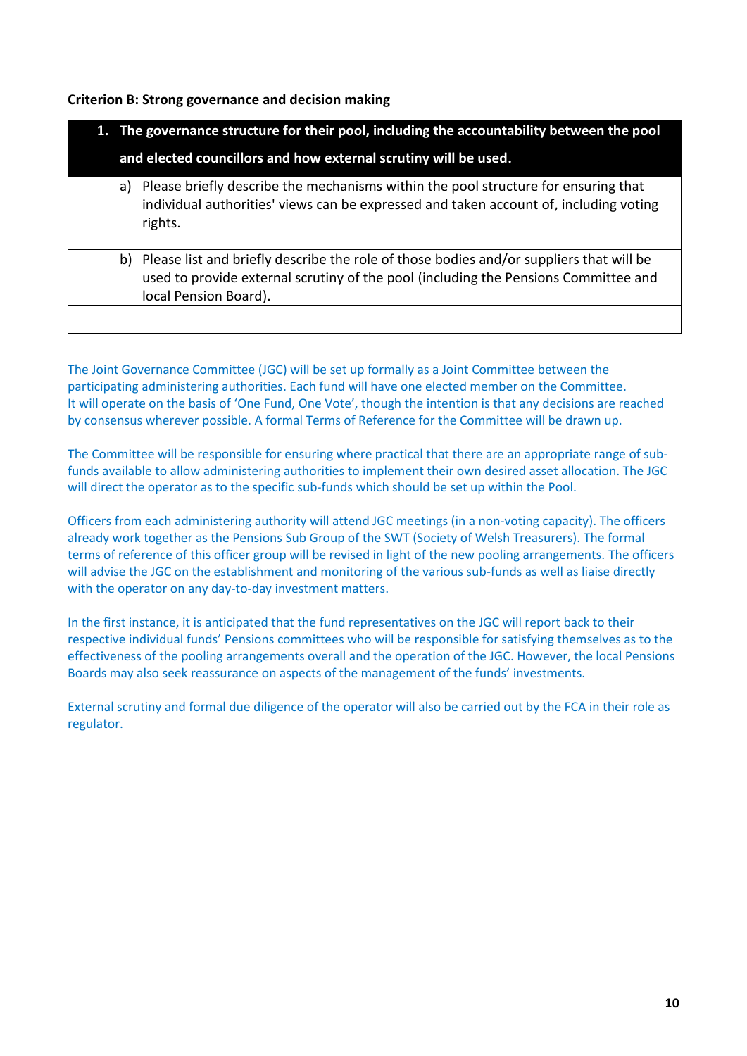**Criterion B: Strong governance and decision making**

| 1. The governance structure for their pool, including the accountability between the pool and elected councillors and how external scrutiny will be used. |
|---|
| a) Please briefly describe the mechanisms within the pool structure for ensuring that individual authorities' views can be expressed and taken account of, including voting rights. |
| |
| b) Please list and briefly describe the role of those bodies and/or suppliers that will be used to provide external scrutiny of the pool (including the Pensions Committee and local Pension Board). |
| |

The Joint Governance Committee (JGC) will be set up formally as a Joint Committee between the participating administering authorities. Each fund will have one elected member on the Committee. It will operate on the basis of 'One Fund, One Vote', though the intention is that any decisions are reached by consensus wherever possible. A formal Terms of Reference for the Committee will be drawn up.

The Committee will be responsible for ensuring where practical that there are an appropriate range of sub-funds available to allow administering authorities to implement their own desired asset allocation. The JGC will direct the operator as to the specific sub-funds which should be set up within the Pool.

Officers from each administering authority will attend JGC meetings (in a non-voting capacity). The officers already work together as the Pensions Sub Group of the SWT (Society of Welsh Treasurers). The formal terms of reference of this officer group will be revised in light of the new pooling arrangements. The officers will advise the JGC on the establishment and monitoring of the various sub-funds as well as liaise directly with the operator on any day-to-day investment matters.

In the first instance, it is anticipated that the fund representatives on the JGC will report back to their respective individual funds' Pensions committees who will be responsible for satisfying themselves as to the effectiveness of the pooling arrangements overall and the operation of the JGC. However, the local Pensions Boards may also seek reassurance on aspects of the management of the funds' investments.

External scrutiny and formal due diligence of the operator will also be carried out by the FCA in their role as regulator.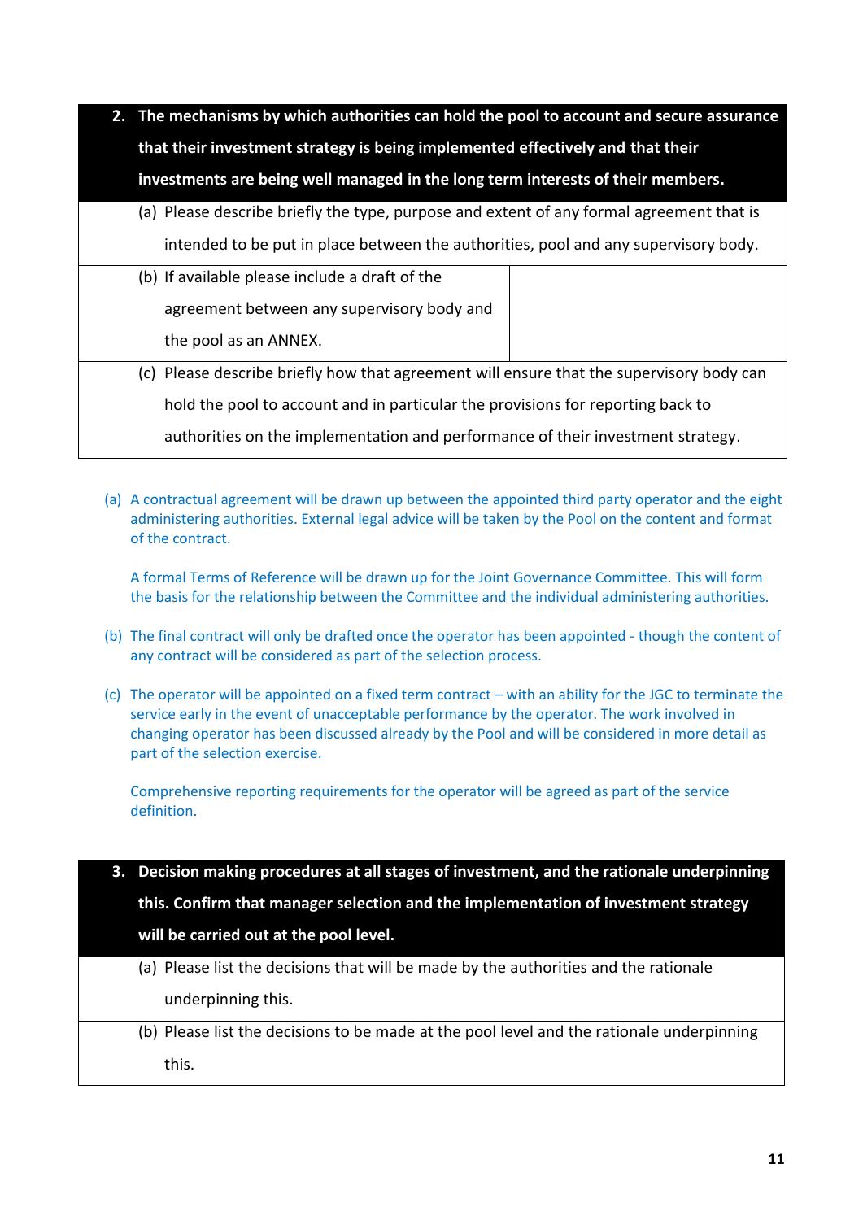| 2. The mechanisms by which authorities can hold the pool to account and secure assurance that their investment strategy is being implemented effectively and that their investments are being well managed in the long term interests of their members. | |
|---|---|
| (a) Please describe briefly the type, purpose and extent of any formal agreement that is intended to be put in place between the authorities, pool and any supervisory body. | |
| (b) If available please include a draft of the agreement between any supervisory body and the pool as an ANNEX. | |
| (c) Please describe briefly how that agreement will ensure that the supervisory body can hold the pool to account and in particular the provisions for reporting back to authorities on the implementation and performance of their investment strategy. | |

(a) A contractual agreement will be drawn up between the appointed third party operator and the eight administering authorities. External legal advice will be taken by the Pool on the content and format of the contract.

A formal Terms of Reference will be drawn up for the Joint Governance Committee. This will form the basis for the relationship between the Committee and the individual administering authorities.

(b) The final contract will only be drafted once the operator has been appointed - though the content of any contract will be considered as part of the selection process.

(c) The operator will be appointed on a fixed term contract – with an ability for the JGC to terminate the service early in the event of unacceptable performance by the operator. The work involved in changing operator has been discussed already by the Pool and will be considered in more detail as part of the selection exercise.

Comprehensive reporting requirements for the operator will be agreed as part of the service definition.

| 3. Decision making procedures at all stages of investment, and the rationale underpinning this. Confirm that manager selection and the implementation of investment strategy will be carried out at the pool level. |
|---|
| (a) Please list the decisions that will be made by the authorities and the rationale underpinning this. |
| (b) Please list the decisions to be made at the pool level and the rationale underpinning this. |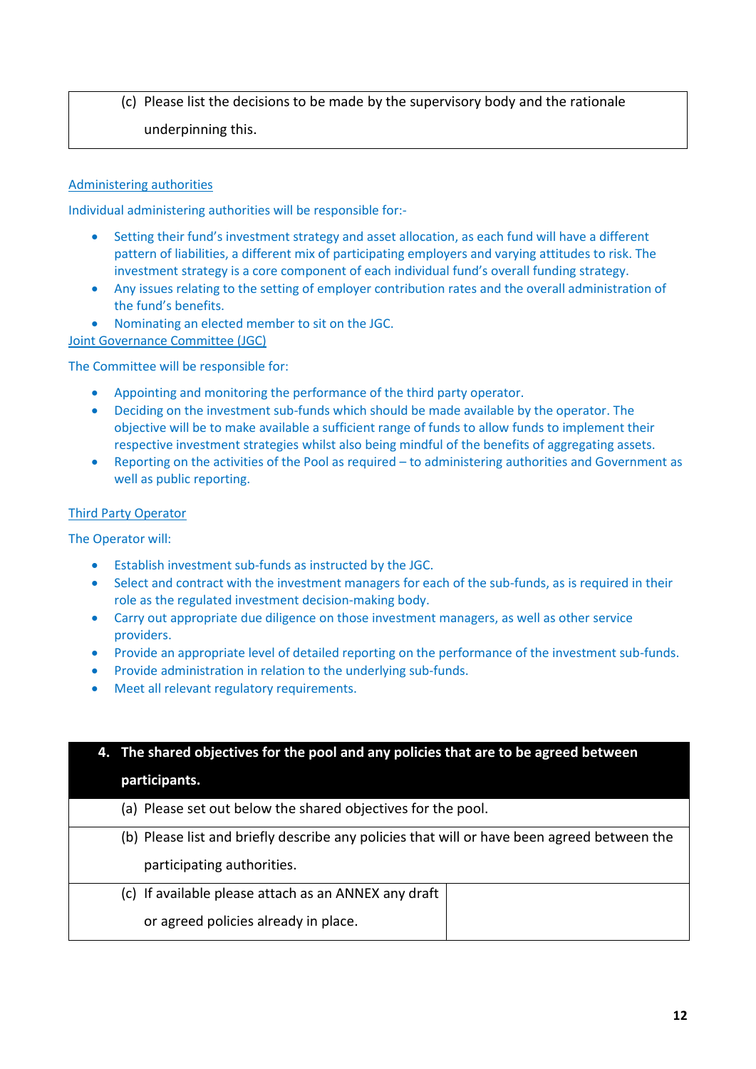| (c) Please list the decisions to be made by the supervisory body and the rationale underpinning this. |
|---|

Administering authorities

Individual administering authorities will be responsible for:-

- Setting their fund's investment strategy and asset allocation, as each fund will have a different pattern of liabilities, a different mix of participating employers and varying attitudes to risk. The investment strategy is a core component of each individual fund's overall funding strategy.
- Any issues relating to the setting of employer contribution rates and the overall administration of the fund's benefits.
- Nominating an elected member to sit on the JGC.

Joint Governance Committee (JGC)

The Committee will be responsible for:

- Appointing and monitoring the performance of the third party operator.
- Deciding on the investment sub-funds which should be made available by the operator. The objective will be to make available a sufficient range of funds to allow funds to implement their respective investment strategies whilst also being mindful of the benefits of aggregating assets.
- Reporting on the activities of the Pool as required – to administering authorities and Government as well as public reporting.

Third Party Operator

The Operator will:

- Establish investment sub-funds as instructed by the JGC.
- Select and contract with the investment managers for each of the sub-funds, as is required in their role as the regulated investment decision-making body.
- Carry out appropriate due diligence on those investment managers, as well as other service providers.
- Provide an appropriate level of detailed reporting on the performance of the investment sub-funds.
- Provide administration in relation to the underlying sub-funds.
- Meet all relevant regulatory requirements.

| **4. The shared objectives for the pool and any policies that are to be agreed between participants.** | |
|---|---|
| (a) Please set out below the shared objectives for the pool. | |
| (b) Please list and briefly describe any policies that will or have been agreed between the participating authorities. | |
| (c) If available please attach as an ANNEX any draft or agreed policies already in place. | |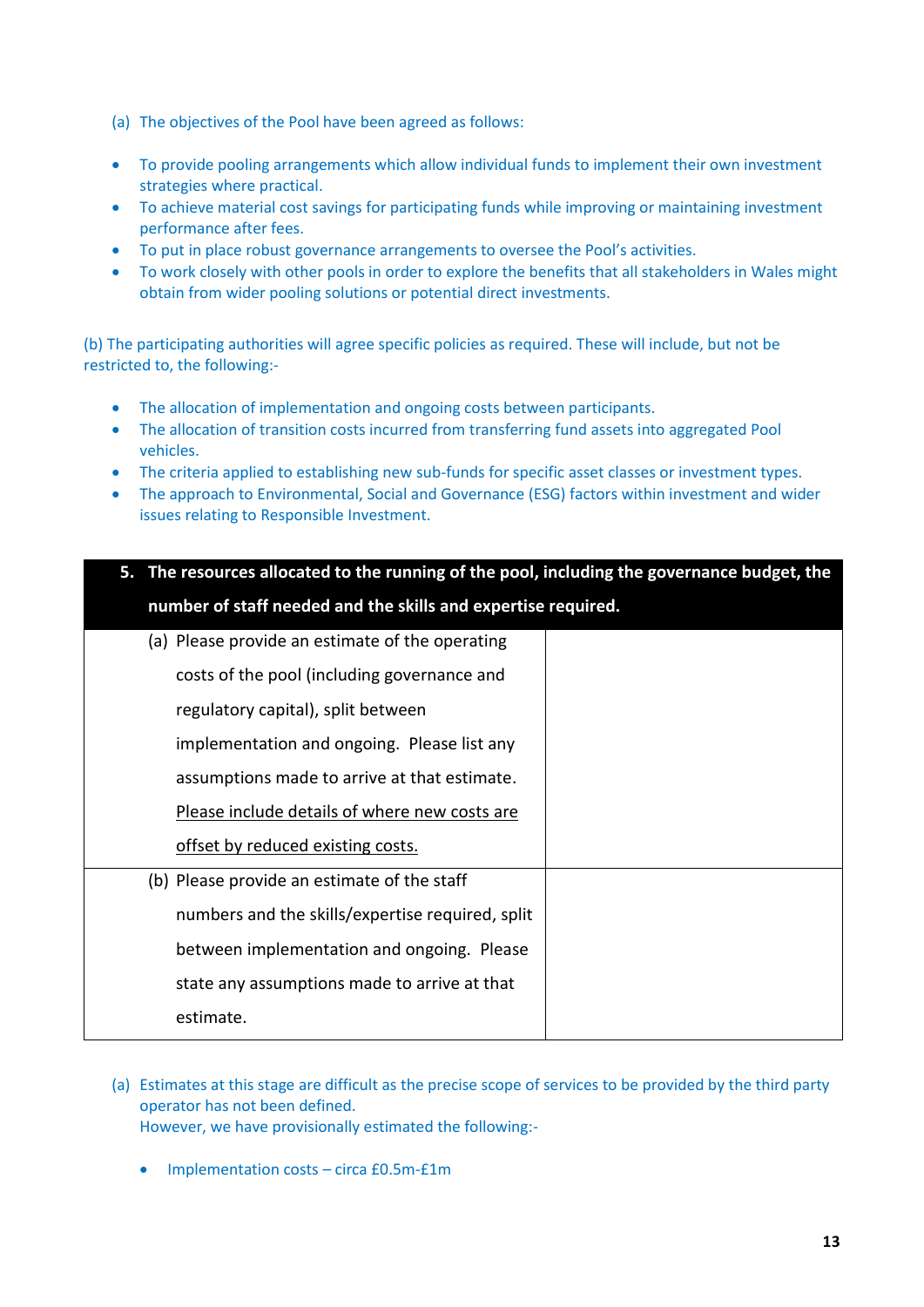(a) The objectives of the Pool have been agreed as follows:

- To provide pooling arrangements which allow individual funds to implement their own investment strategies where practical.
- To achieve material cost savings for participating funds while improving or maintaining investment performance after fees.
- To put in place robust governance arrangements to oversee the Pool's activities.
- To work closely with other pools in order to explore the benefits that all stakeholders in Wales might obtain from wider pooling solutions or potential direct investments.

(b) The participating authorities will agree specific policies as required. These will include, but not be restricted to, the following:-

- The allocation of implementation and ongoing costs between participants.
- The allocation of transition costs incurred from transferring fund assets into aggregated Pool vehicles.
- The criteria applied to establishing new sub-funds for specific asset classes or investment types.
- The approach to Environmental, Social and Governance (ESG) factors within investment and wider issues relating to Responsible Investment.

| **5. The resources allocated to the running of the pool, including the governance budget, the number of staff needed and the skills and expertise required.** | |
|---|---|
| (a) Please provide an estimate of the operating costs of the pool (including governance and regulatory capital), split between implementation and ongoing. Please list any assumptions made to arrive at that estimate. <u>Please include details of where new costs are offset by reduced existing costs.</u> | |
| (b) Please provide an estimate of the staff numbers and the skills/expertise required, split between implementation and ongoing. Please state any assumptions made to arrive at that estimate. | |

(a) Estimates at this stage are difficult as the precise scope of services to be provided by the third party operator has not been defined.
However, we have provisionally estimated the following:-

- Implementation costs – circa £0.5m-£1m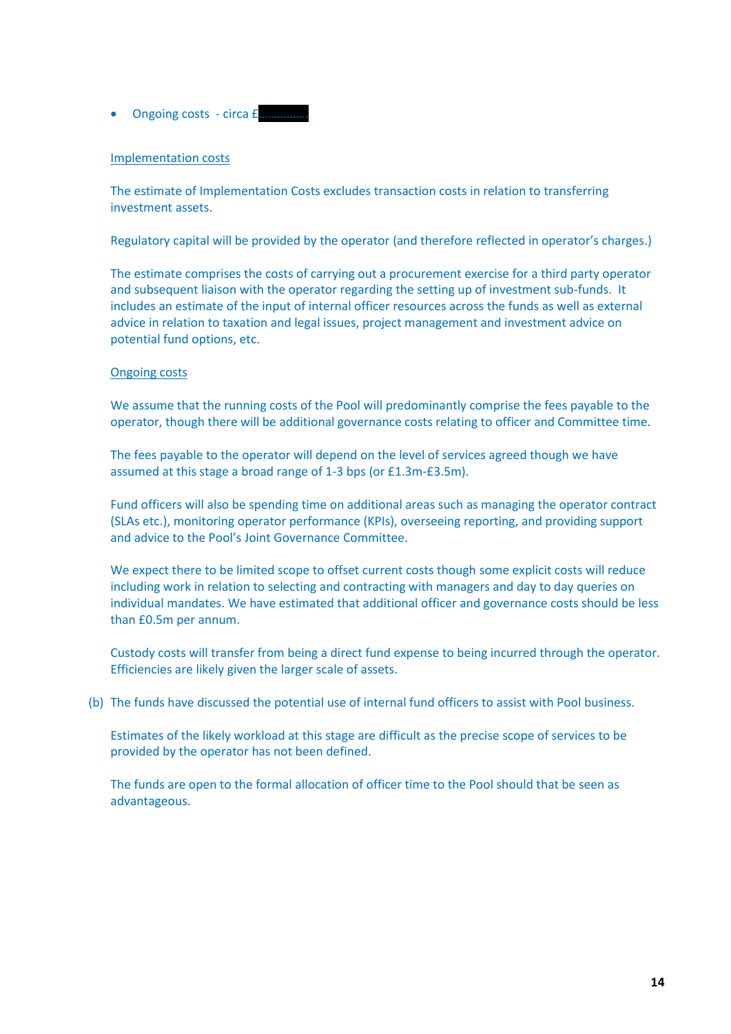- Ongoing costs - circa £...............

Implementation costs

The estimate of Implementation Costs excludes transaction costs in relation to transferring investment assets.

Regulatory capital will be provided by the operator (and therefore reflected in operator's charges.)

The estimate comprises the costs of carrying out a procurement exercise for a third party operator and subsequent liaison with the operator regarding the setting up of investment sub-funds. It includes an estimate of the input of internal officer resources across the funds as well as external advice in relation to taxation and legal issues, project management and investment advice on potential fund options, etc.

Ongoing costs

We assume that the running costs of the Pool will predominantly comprise the fees payable to the operator, though there will be additional governance costs relating to officer and Committee time.

The fees payable to the operator will depend on the level of services agreed though we have assumed at this stage a broad range of 1-3 bps (or £1.3m-£3.5m).

Fund officers will also be spending time on additional areas such as managing the operator contract (SLAs etc.), monitoring operator performance (KPIs), overseeing reporting, and providing support and advice to the Pool's Joint Governance Committee.

We expect there to be limited scope to offset current costs though some explicit costs will reduce including work in relation to selecting and contracting with managers and day to day queries on individual mandates. We have estimated that additional officer and governance costs should be less than £0.5m per annum.

Custody costs will transfer from being a direct fund expense to being incurred through the operator. Efficiencies are likely given the larger scale of assets.

(b) The funds have discussed the potential use of internal fund officers to assist with Pool business.

Estimates of the likely workload at this stage are difficult as the precise scope of services to be provided by the operator has not been defined.

The funds are open to the formal allocation of officer time to the Pool should that be seen as advantageous.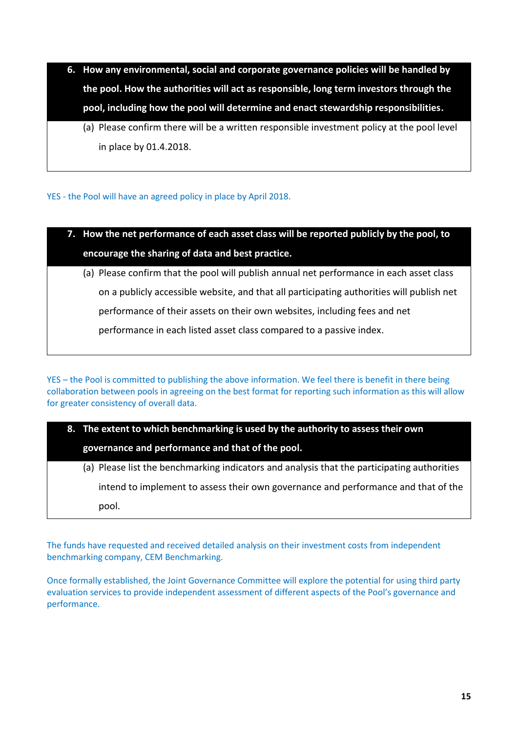**6. How any environmental, social and corporate governance policies will be handled by the pool. How the authorities will act as responsible, long term investors through the pool, including how the pool will determine and enact stewardship responsibilities.**

(a) Please confirm there will be a written responsible investment policy at the pool level in place by 01.4.2018.

YES - the Pool will have an agreed policy in place by April 2018.

**7. How the net performance of each asset class will be reported publicly by the pool, to encourage the sharing of data and best practice.**

(a) Please confirm that the pool will publish annual net performance in each asset class on a publicly accessible website, and that all participating authorities will publish net performance of their assets on their own websites, including fees and net performance in each listed asset class compared to a passive index.

YES – the Pool is committed to publishing the above information. We feel there is benefit in there being collaboration between pools in agreeing on the best format for reporting such information as this will allow for greater consistency of overall data.

**8. The extent to which benchmarking is used by the authority to assess their own governance and performance and that of the pool.**

(a) Please list the benchmarking indicators and analysis that the participating authorities intend to implement to assess their own governance and performance and that of the pool.

The funds have requested and received detailed analysis on their investment costs from independent benchmarking company, CEM Benchmarking.

Once formally established, the Joint Governance Committee will explore the potential for using third party evaluation services to provide independent assessment of different aspects of the Pool's governance and performance.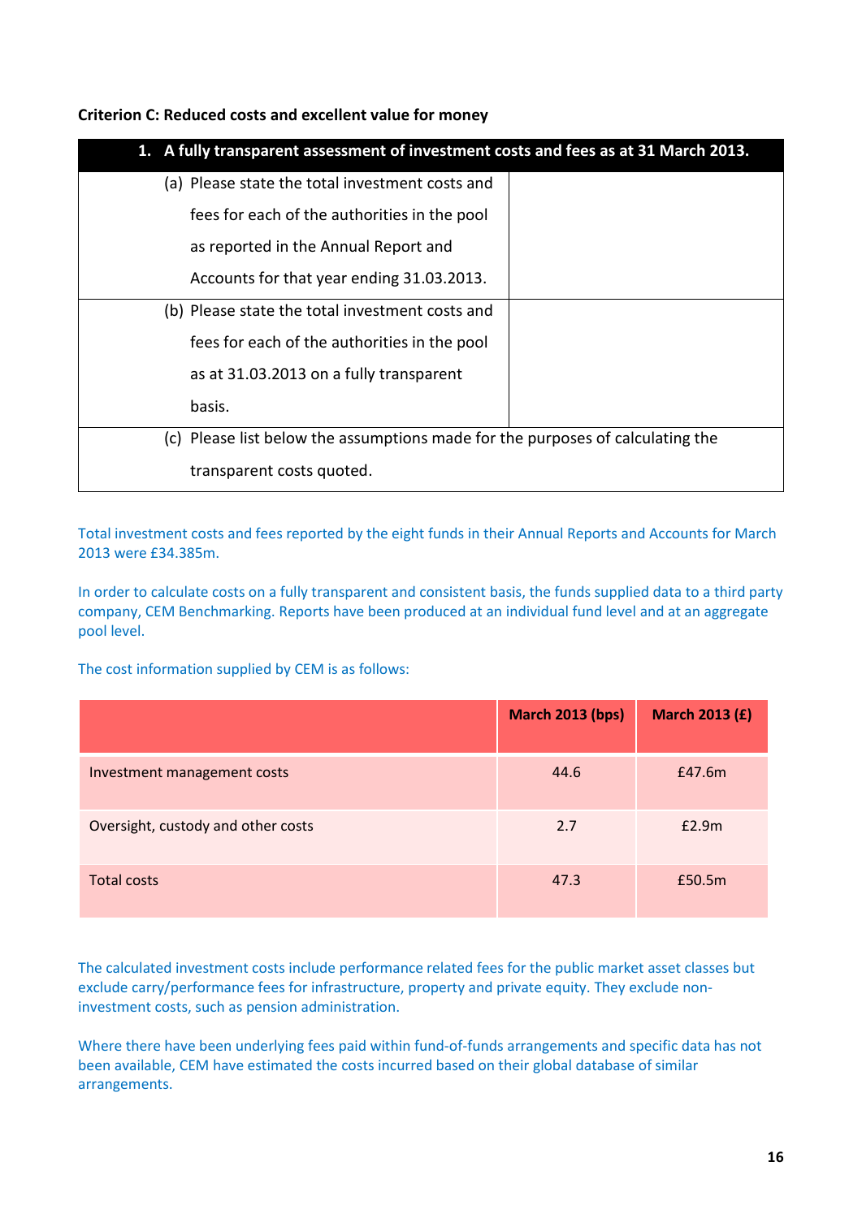**Criterion C: Reduced costs and excellent value for money**

| 1. A fully transparent assessment of investment costs and fees as at 31 March 2013. | |
|---|---|
| (a) Please state the total investment costs and fees for each of the authorities in the pool as reported in the Annual Report and Accounts for that year ending 31.03.2013. | |
| (b) Please state the total investment costs and fees for each of the authorities in the pool as at 31.03.2013 on a fully transparent basis. | |
| (c) Please list below the assumptions made for the purposes of calculating the transparent costs quoted. | |

Total investment costs and fees reported by the eight funds in their Annual Reports and Accounts for March 2013 were £34.385m.

In order to calculate costs on a fully transparent and consistent basis, the funds supplied data to a third party company, CEM Benchmarking. Reports have been produced at an individual fund level and at an aggregate pool level.

The cost information supplied by CEM is as follows:

| | March 2013 (bps) | March 2013 (£) |
|---|---|---|
| Investment management costs | 44.6 | £47.6m |
| Oversight, custody and other costs | 2.7 | £2.9m |
| Total costs | 47.3 | £50.5m |

The calculated investment costs include performance related fees for the public market asset classes but exclude carry/performance fees for infrastructure, property and private equity. They exclude non-investment costs, such as pension administration.

Where there have been underlying fees paid within fund-of-funds arrangements and specific data has not been available, CEM have estimated the costs incurred based on their global database of similar arrangements.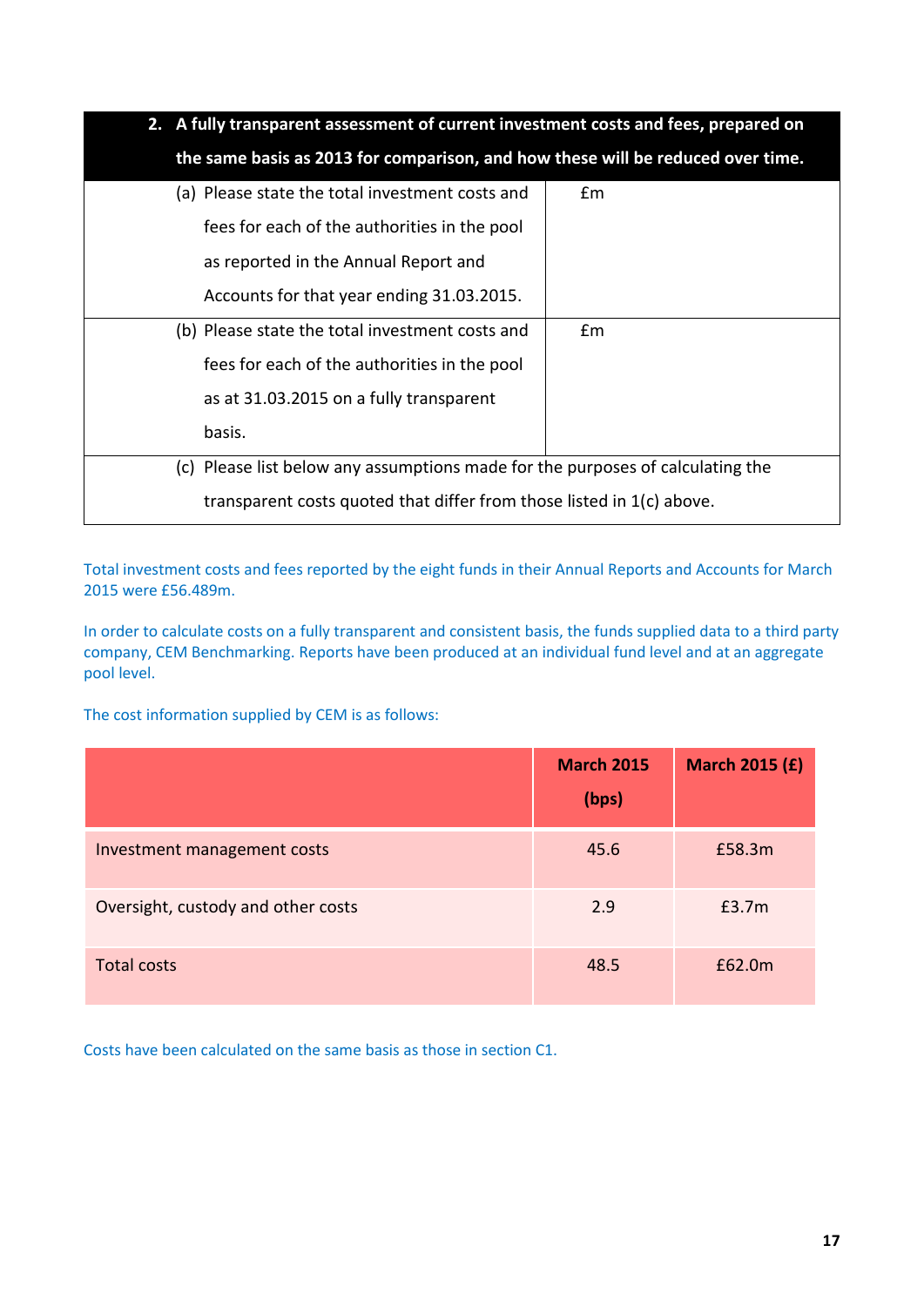| 2. A fully transparent assessment of current investment costs and fees, prepared on the same basis as 2013 for comparison, and how these will be reduced over time. | |
|---|---|
| (a) Please state the total investment costs and fees for each of the authorities in the pool as reported in the Annual Report and Accounts for that year ending 31.03.2015. | £m |
| (b) Please state the total investment costs and fees for each of the authorities in the pool as at 31.03.2015 on a fully transparent basis. | £m |
| (c) Please list below any assumptions made for the purposes of calculating the transparent costs quoted that differ from those listed in 1(c) above. | |

Total investment costs and fees reported by the eight funds in their Annual Reports and Accounts for March 2015 were £56.489m.

In order to calculate costs on a fully transparent and consistent basis, the funds supplied data to a third party company, CEM Benchmarking. Reports have been produced at an individual fund level and at an aggregate pool level.

The cost information supplied by CEM is as follows:

| | March 2015 (bps) | March 2015 (£) |
|---|---|---|
| Investment management costs | 45.6 | £58.3m |
| Oversight, custody and other costs | 2.9 | £3.7m |
| Total costs | 48.5 | £62.0m |

Costs have been calculated on the same basis as those in section C1.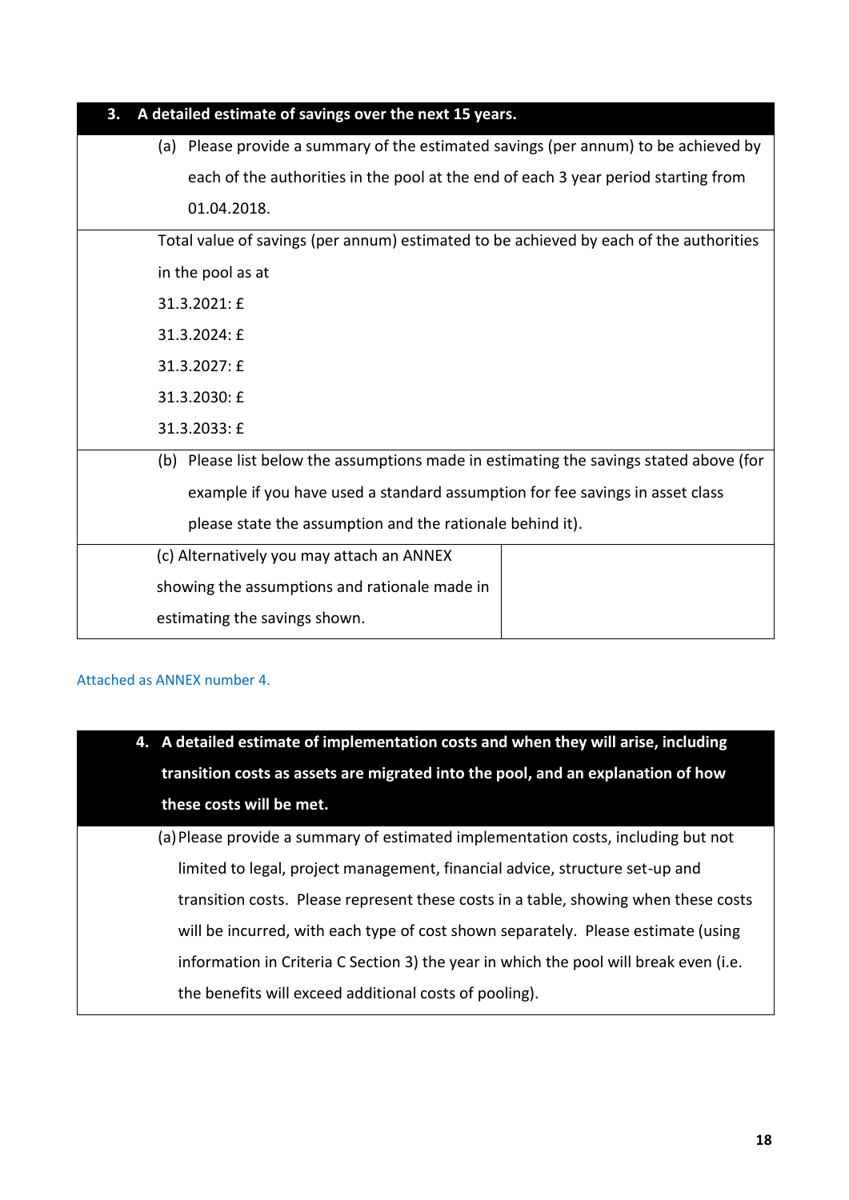| 3. A detailed estimate of savings over the next 15 years. | |
|---|---|
| (a) Please provide a summary of the estimated savings (per annum) to be achieved by each of the authorities in the pool at the end of each 3 year period starting from 01.04.2018. | |
| Total value of savings (per annum) estimated to be achieved by each of the authorities in the pool as at<br>31.3.2021: £<br>31.3.2024: £<br>31.3.2027: £<br>31.3.2030: £<br>31.3.2033: £ | |
| (b) Please list below the assumptions made in estimating the savings stated above (for example if you have used a standard assumption for fee savings in asset class please state the assumption and the rationale behind it). | |
| (c) Alternatively you may attach an ANNEX showing the assumptions and rationale made in estimating the savings shown. | |

Attached as ANNEX number 4.

| 4. A detailed estimate of implementation costs and when they will arise, including transition costs as assets are migrated into the pool, and an explanation of how these costs will be met. |
|---|
| (a) Please provide a summary of estimated implementation costs, including but not limited to legal, project management, financial advice, structure set-up and transition costs. Please represent these costs in a table, showing when these costs will be incurred, with each type of cost shown separately. Please estimate (using information in Criteria C Section 3) the year in which the pool will break even (i.e. the benefits will exceed additional costs of pooling). |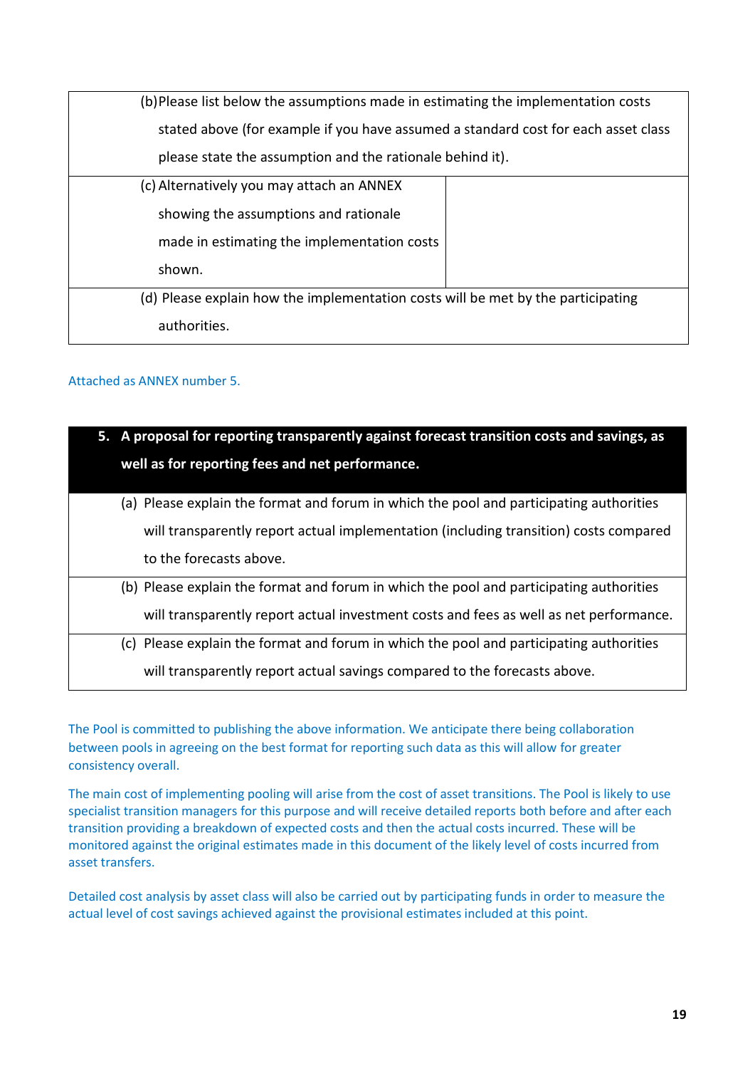| (b) Please list below the assumptions made in estimating the implementation costs stated above (for example if you have assumed a standard cost for each asset class please state the assumption and the rationale behind it). | |
|---|---|
| (c) Alternatively you may attach an ANNEX showing the assumptions and rationale made in estimating the implementation costs shown. | |
| (d) Please explain how the implementation costs will be met by the participating authorities. | |

Attached as ANNEX number 5.

| **5. A proposal for reporting transparently against forecast transition costs and savings, as well as for reporting fees and net performance.** |
|---|
| (a) Please explain the format and forum in which the pool and participating authorities will transparently report actual implementation (including transition) costs compared to the forecasts above. |
| (b) Please explain the format and forum in which the pool and participating authorities will transparently report actual investment costs and fees as well as net performance. |
| (c) Please explain the format and forum in which the pool and participating authorities will transparently report actual savings compared to the forecasts above. |

The Pool is committed to publishing the above information. We anticipate there being collaboration between pools in agreeing on the best format for reporting such data as this will allow for greater consistency overall.

The main cost of implementing pooling will arise from the cost of asset transitions. The Pool is likely to use specialist transition managers for this purpose and will receive detailed reports both before and after each transition providing a breakdown of expected costs and then the actual costs incurred. These will be monitored against the original estimates made in this document of the likely level of costs incurred from asset transfers.

Detailed cost analysis by asset class will also be carried out by participating funds in order to measure the actual level of cost savings achieved against the provisional estimates included at this point.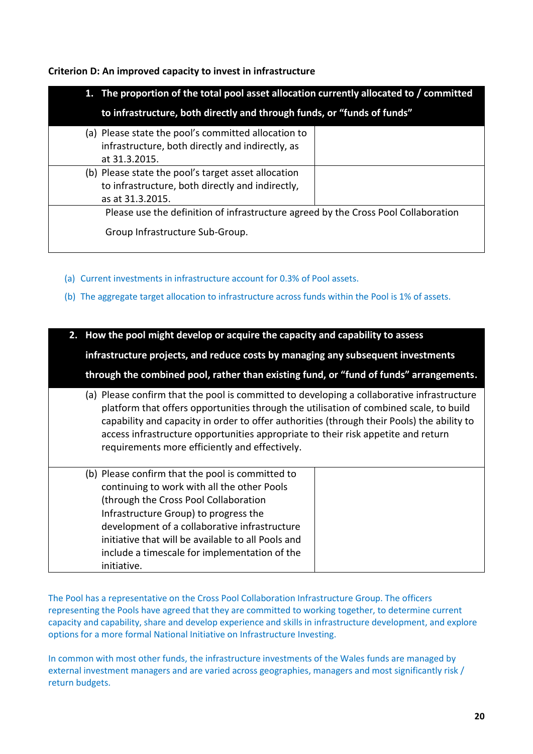**Criterion D: An improved capacity to invest in infrastructure**

| 1. The proportion of the total pool asset allocation currently allocated to / committed to infrastructure, both directly and through funds, or "funds of funds" | |
|---|---|
| (a) Please state the pool's committed allocation to infrastructure, both directly and indirectly, as at 31.3.2015. | |
| (b) Please state the pool's target asset allocation to infrastructure, both directly and indirectly, as at 31.3.2015. | |
| Please use the definition of infrastructure agreed by the Cross Pool Collaboration Group Infrastructure Sub-Group. | |

(a) Current investments in infrastructure account for 0.3% of Pool assets.

(b) The aggregate target allocation to infrastructure across funds within the Pool is 1% of assets.

| 2. How the pool might develop or acquire the capacity and capability to assess infrastructure projects, and reduce costs by managing any subsequent investments through the combined pool, rather than existing fund, or "fund of funds" arrangements. | |
|---|---|
| (a) Please confirm that the pool is committed to developing a collaborative infrastructure platform that offers opportunities through the utilisation of combined scale, to build capability and capacity in order to offer authorities (through their Pools) the ability to access infrastructure opportunities appropriate to their risk appetite and return requirements more efficiently and effectively. | |
| (b) Please confirm that the pool is committed to continuing to work with all the other Pools (through the Cross Pool Collaboration Infrastructure Group) to progress the development of a collaborative infrastructure initiative that will be available to all Pools and include a timescale for implementation of the initiative. | |

The Pool has a representative on the Cross Pool Collaboration Infrastructure Group. The officers representing the Pools have agreed that they are committed to working together, to determine current capacity and capability, share and develop experience and skills in infrastructure development, and explore options for a more formal National Initiative on Infrastructure Investing.

In common with most other funds, the infrastructure investments of the Wales funds are managed by external investment managers and are varied across geographies, managers and most significantly risk / return budgets.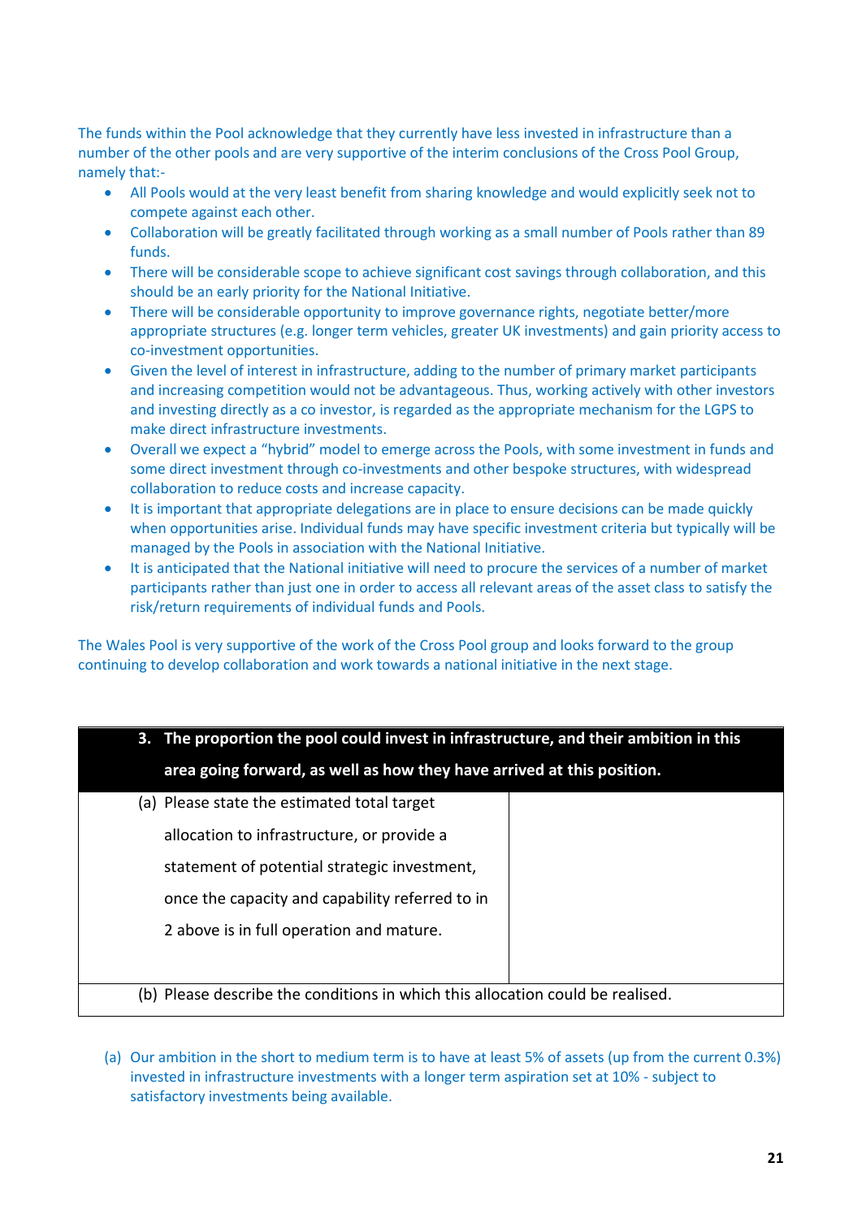The funds within the Pool acknowledge that they currently have less invested in infrastructure than a number of the other pools and are very supportive of the interim conclusions of the Cross Pool Group, namely that:-

- All Pools would at the very least benefit from sharing knowledge and would explicitly seek not to compete against each other.
- Collaboration will be greatly facilitated through working as a small number of Pools rather than 89 funds.
- There will be considerable scope to achieve significant cost savings through collaboration, and this should be an early priority for the National Initiative.
- There will be considerable opportunity to improve governance rights, negotiate better/more appropriate structures (e.g. longer term vehicles, greater UK investments) and gain priority access to co-investment opportunities.
- Given the level of interest in infrastructure, adding to the number of primary market participants and increasing competition would not be advantageous. Thus, working actively with other investors and investing directly as a co investor, is regarded as the appropriate mechanism for the LGPS to make direct infrastructure investments.
- Overall we expect a "hybrid" model to emerge across the Pools, with some investment in funds and some direct investment through co-investments and other bespoke structures, with widespread collaboration to reduce costs and increase capacity.
- It is important that appropriate delegations are in place to ensure decisions can be made quickly when opportunities arise. Individual funds may have specific investment criteria but typically will be managed by the Pools in association with the National Initiative.
- It is anticipated that the National initiative will need to procure the services of a number of market participants rather than just one in order to access all relevant areas of the asset class to satisfy the risk/return requirements of individual funds and Pools.

The Wales Pool is very supportive of the work of the Cross Pool group and looks forward to the group continuing to develop collaboration and work towards a national initiative in the next stage.

| **3. The proportion the pool could invest in infrastructure, and their ambition in this area going forward, as well as how they have arrived at this position.** | |
|---|---|
| (a) Please state the estimated total target allocation to infrastructure, or provide a statement of potential strategic investment, once the capacity and capability referred to in 2 above is in full operation and mature. | |
| (b) Please describe the conditions in which this allocation could be realised. | |

(a) Our ambition in the short to medium term is to have at least 5% of assets (up from the current 0.3%) invested in infrastructure investments with a longer term aspiration set at 10% - subject to satisfactory investments being available.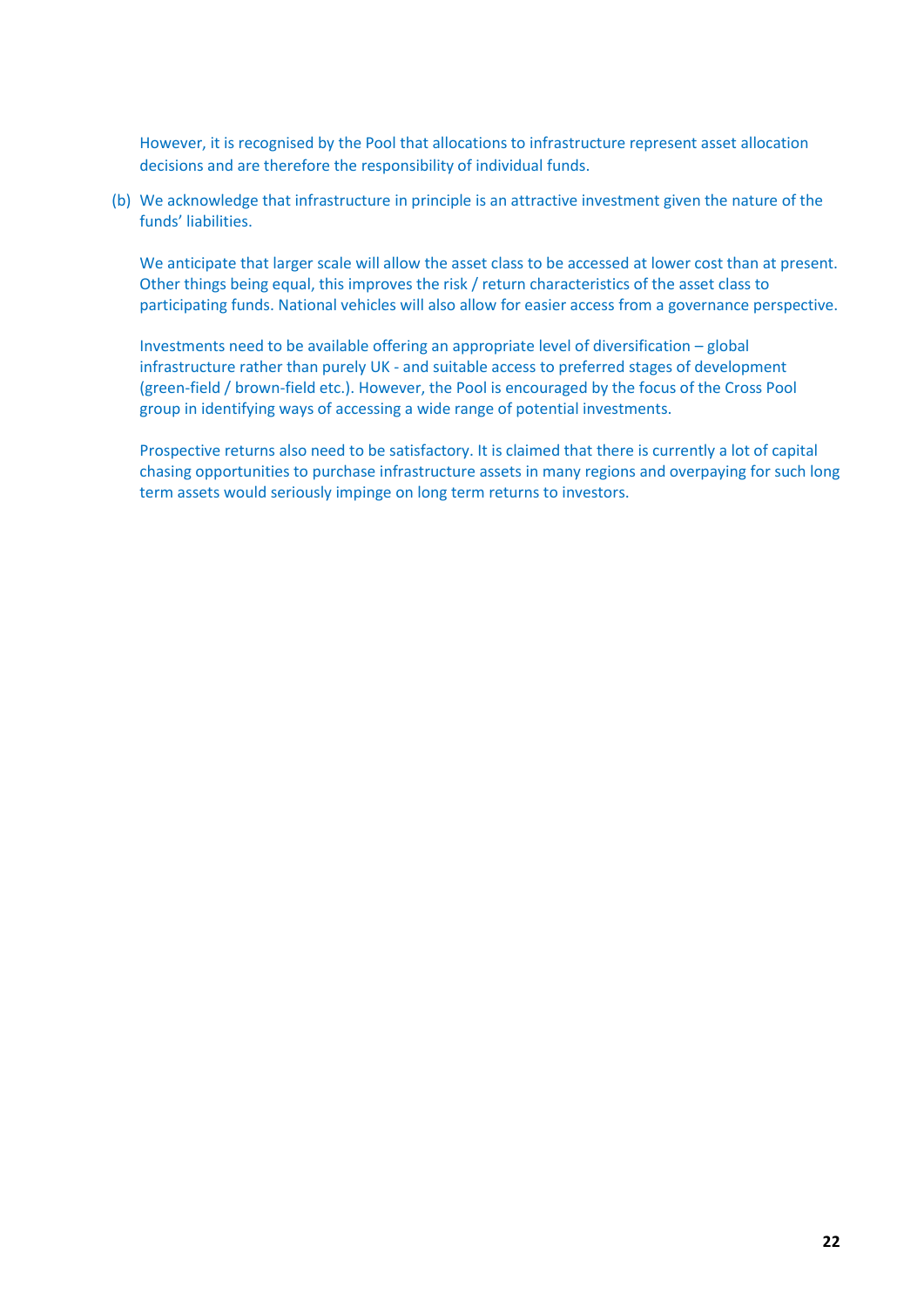However, it is recognised by the Pool that allocations to infrastructure represent asset allocation decisions and are therefore the responsibility of individual funds.

(b) We acknowledge that infrastructure in principle is an attractive investment given the nature of the funds' liabilities.

We anticipate that larger scale will allow the asset class to be accessed at lower cost than at present. Other things being equal, this improves the risk / return characteristics of the asset class to participating funds. National vehicles will also allow for easier access from a governance perspective.

Investments need to be available offering an appropriate level of diversification – global infrastructure rather than purely UK - and suitable access to preferred stages of development (green-field / brown-field etc.). However, the Pool is encouraged by the focus of the Cross Pool group in identifying ways of accessing a wide range of potential investments.

Prospective returns also need to be satisfactory. It is claimed that there is currently a lot of capital chasing opportunities to purchase infrastructure assets in many regions and overpaying for such long term assets would seriously impinge on long term returns to investors.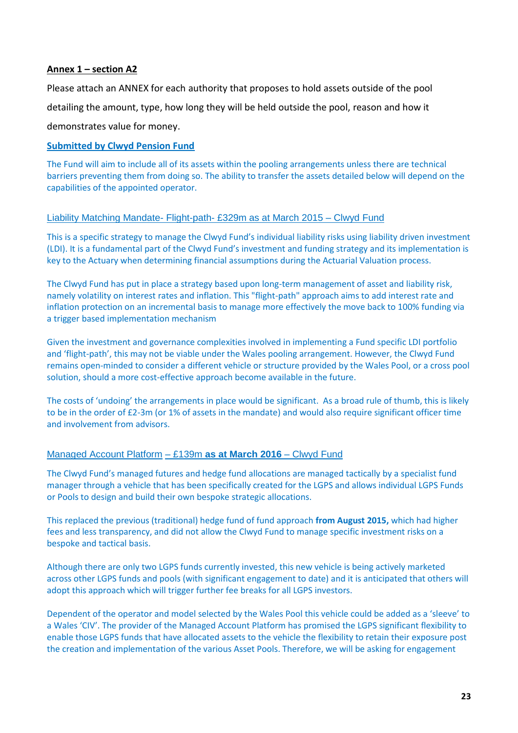**Annex 1 – section A2**

Please attach an ANNEX for each authority that proposes to hold assets outside of the pool detailing the amount, type, how long they will be held outside the pool, reason and how it demonstrates value for money.

**Submitted by Clwyd Pension Fund**

The Fund will aim to include all of its assets within the pooling arrangements unless there are technical barriers preventing them from doing so. The ability to transfer the assets detailed below will depend on the capabilities of the appointed operator.

### Liability Matching Mandate- Flight-path- £329m as at March 2015 – Clwyd Fund

This is a specific strategy to manage the Clwyd Fund's individual liability risks using liability driven investment (LDI). It is a fundamental part of the Clwyd Fund's investment and funding strategy and its implementation is key to the Actuary when determining financial assumptions during the Actuarial Valuation process.

The Clwyd Fund has put in place a strategy based upon long-term management of asset and liability risk, namely volatility on interest rates and inflation. This "flight-path" approach aims to add interest rate and inflation protection on an incremental basis to manage more effectively the move back to 100% funding via a trigger based implementation mechanism

Given the investment and governance complexities involved in implementing a Fund specific LDI portfolio and 'flight-path', this may not be viable under the Wales pooling arrangement. However, the Clwyd Fund remains open-minded to consider a different vehicle or structure provided by the Wales Pool, or a cross pool solution, should a more cost-effective approach become available in the future.

The costs of 'undoing' the arrangements in place would be significant. As a broad rule of thumb, this is likely to be in the order of £2-3m (or 1% of assets in the mandate) and would also require significant officer time and involvement from advisors.

### Managed Account Platform – £139m **as at March 2016** – Clwyd Fund

The Clwyd Fund's managed futures and hedge fund allocations are managed tactically by a specialist fund manager through a vehicle that has been specifically created for the LGPS and allows individual LGPS Funds or Pools to design and build their own bespoke strategic allocations.

This replaced the previous (traditional) hedge fund of fund approach **from August 2015,** which had higher fees and less transparency, and did not allow the Clwyd Fund to manage specific investment risks on a bespoke and tactical basis.

Although there are only two LGPS funds currently invested, this new vehicle is being actively marketed across other LGPS funds and pools (with significant engagement to date) and it is anticipated that others will adopt this approach which will trigger further fee breaks for all LGPS investors.

Dependent of the operator and model selected by the Wales Pool this vehicle could be added as a 'sleeve' to a Wales 'CIV'. The provider of the Managed Account Platform has promised the LGPS significant flexibility to enable those LGPS funds that have allocated assets to the vehicle the flexibility to retain their exposure post the creation and implementation of the various Asset Pools. Therefore, we will be asking for engagement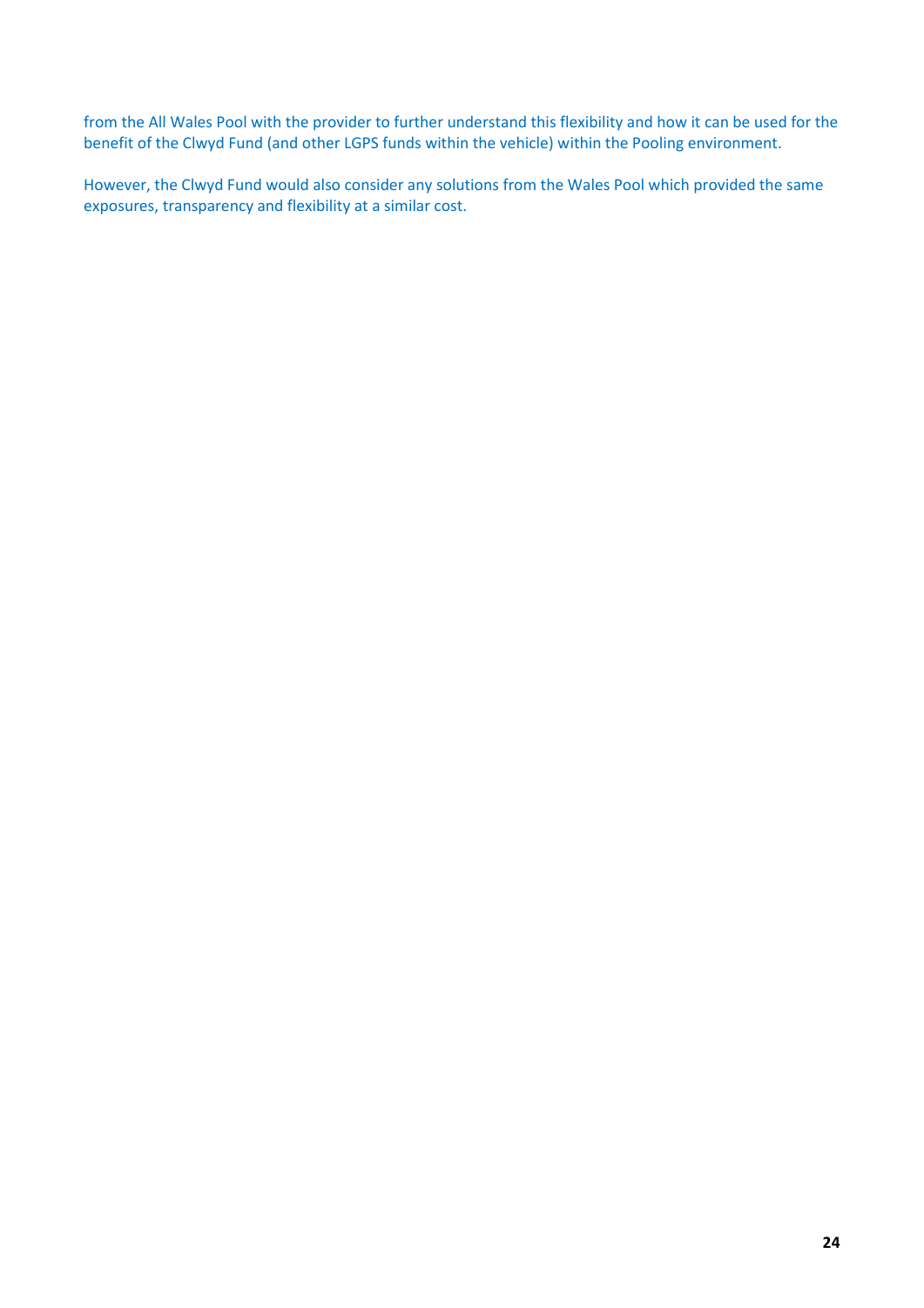from the All Wales Pool with the provider to further understand this flexibility and how it can be used for the benefit of the Clwyd Fund (and other LGPS funds within the vehicle) within the Pooling environment.

However, the Clwyd Fund would also consider any solutions from the Wales Pool which provided the same exposures, transparency and flexibility at a similar cost.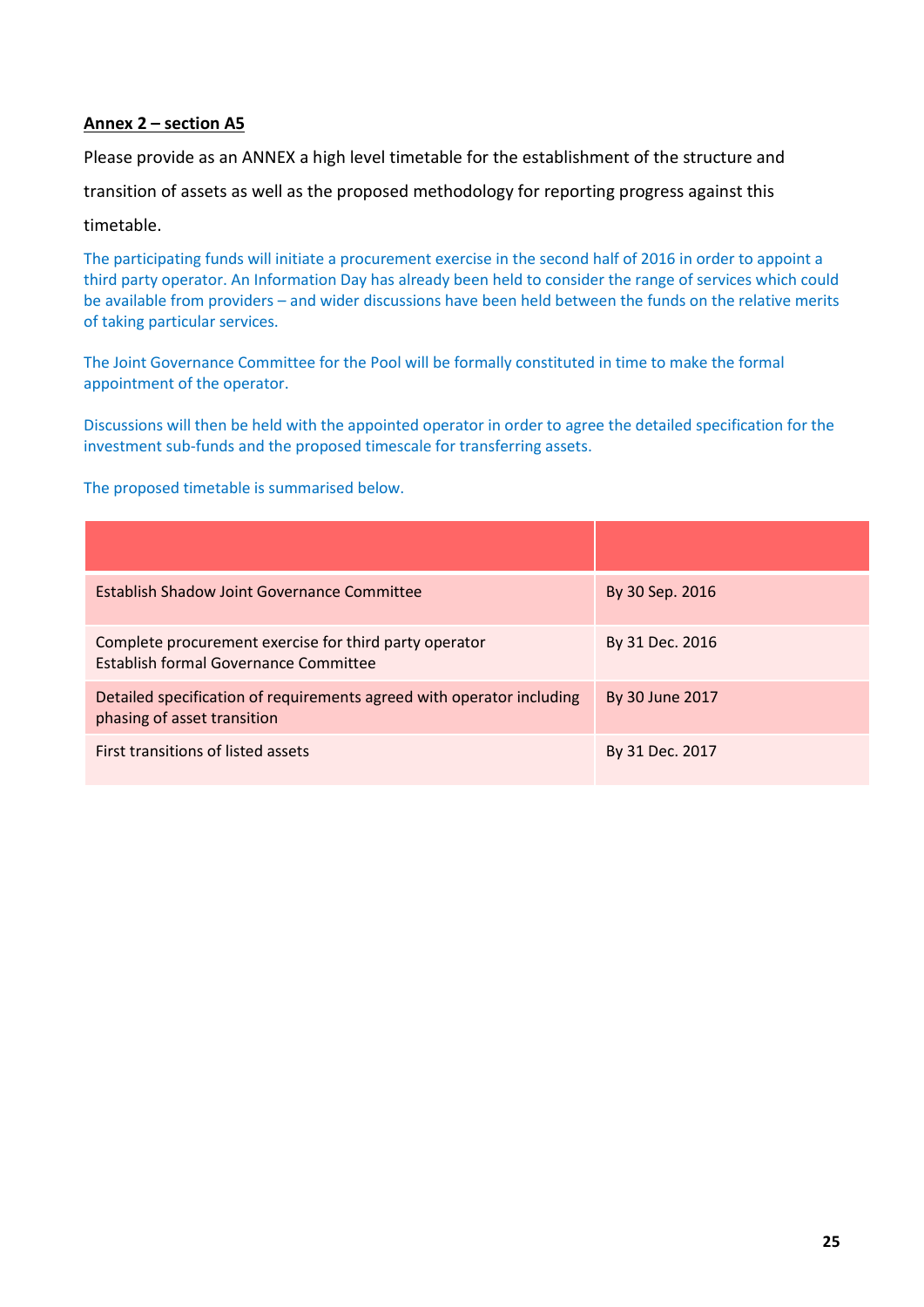**Annex 2 – section A5**

Please provide as an ANNEX a high level timetable for the establishment of the structure and transition of assets as well as the proposed methodology for reporting progress against this timetable.

The participating funds will initiate a procurement exercise in the second half of 2016 in order to appoint a third party operator. An Information Day has already been held to consider the range of services which could be available from providers – and wider discussions have been held between the funds on the relative merits of taking particular services.

The Joint Governance Committee for the Pool will be formally constituted in time to make the formal appointment of the operator.

Discussions will then be held with the appointed operator in order to agree the detailed specification for the investment sub-funds and the proposed timescale for transferring assets.

The proposed timetable is summarised below.

| | |
|---|---|
| Establish Shadow Joint Governance Committee | By 30 Sep. 2016 |
| Complete procurement exercise for third party operator<br>Establish formal Governance Committee | By 31 Dec. 2016 |
| Detailed specification of requirements agreed with operator including phasing of asset transition | By 30 June 2017 |
| First transitions of listed assets | By 31 Dec. 2017 |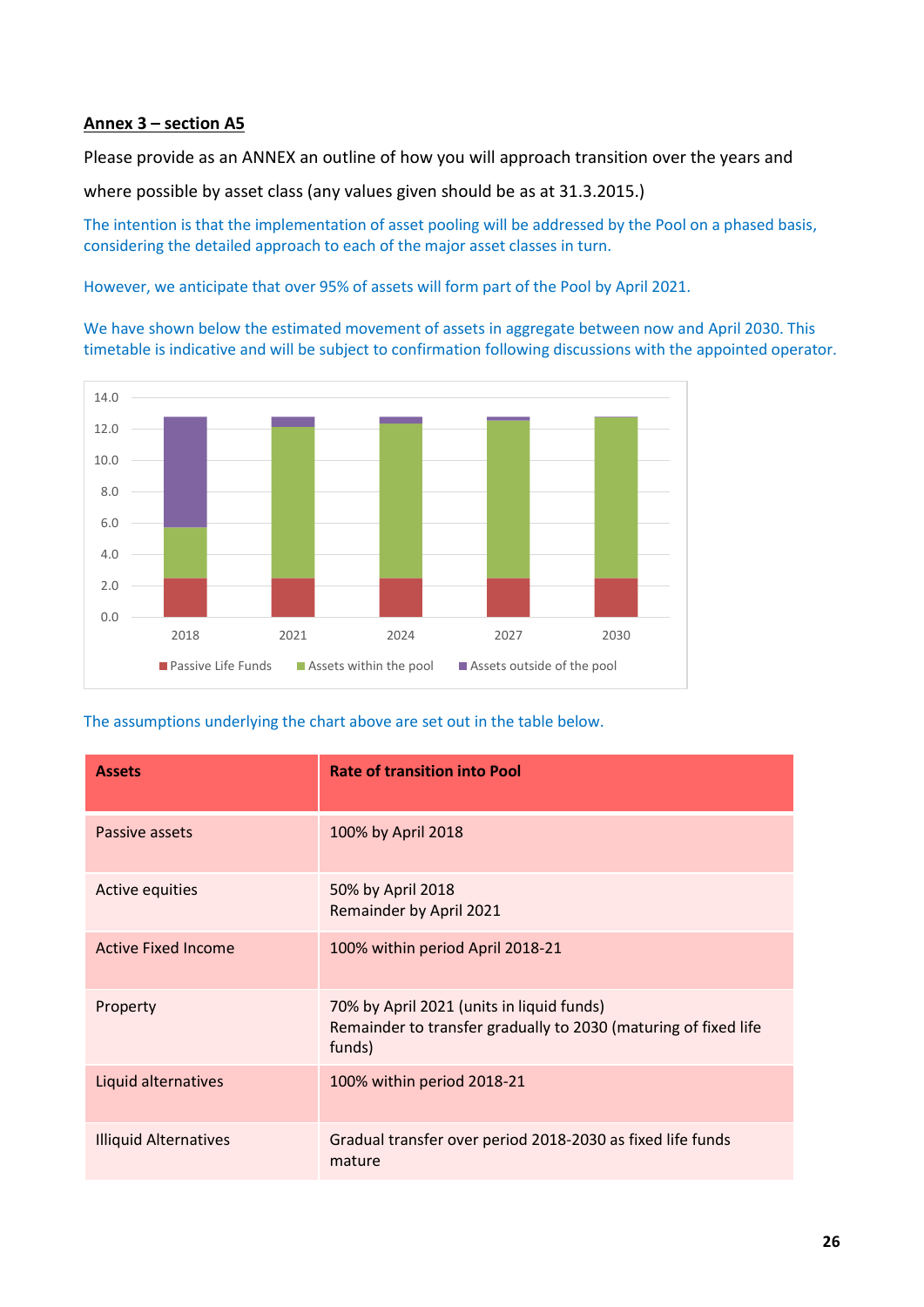**Annex 3 – section A5**

Please provide as an ANNEX an outline of how you will approach transition over the years and where possible by asset class (any values given should be as at 31.3.2015.)

The intention is that the implementation of asset pooling will be addressed by the Pool on a phased basis, considering the detailed approach to each of the major asset classes in turn.

However, we anticipate that over 95% of assets will form part of the Pool by April 2021.

We have shown below the estimated movement of assets in aggregate between now and April 2030. This timetable is indicative and will be subject to confirmation following discussions with the appointed operator.

The assumptions underlying the chart above are set out in the table below.

| Assets | Rate of transition into Pool |
|---|---|
| Passive assets | 100% by April 2018 |
| Active equities | 50% by April 2018<br>Remainder by April 2021 |
| Active Fixed Income | 100% within period April 2018-21 |
| Property | 70% by April 2021 (units in liquid funds)<br>Remainder to transfer gradually to 2030 (maturing of fixed life funds) |
| Liquid alternatives | 100% within period 2018-21 |
| Illiquid Alternatives | Gradual transfer over period 2018-2030 as fixed life funds mature |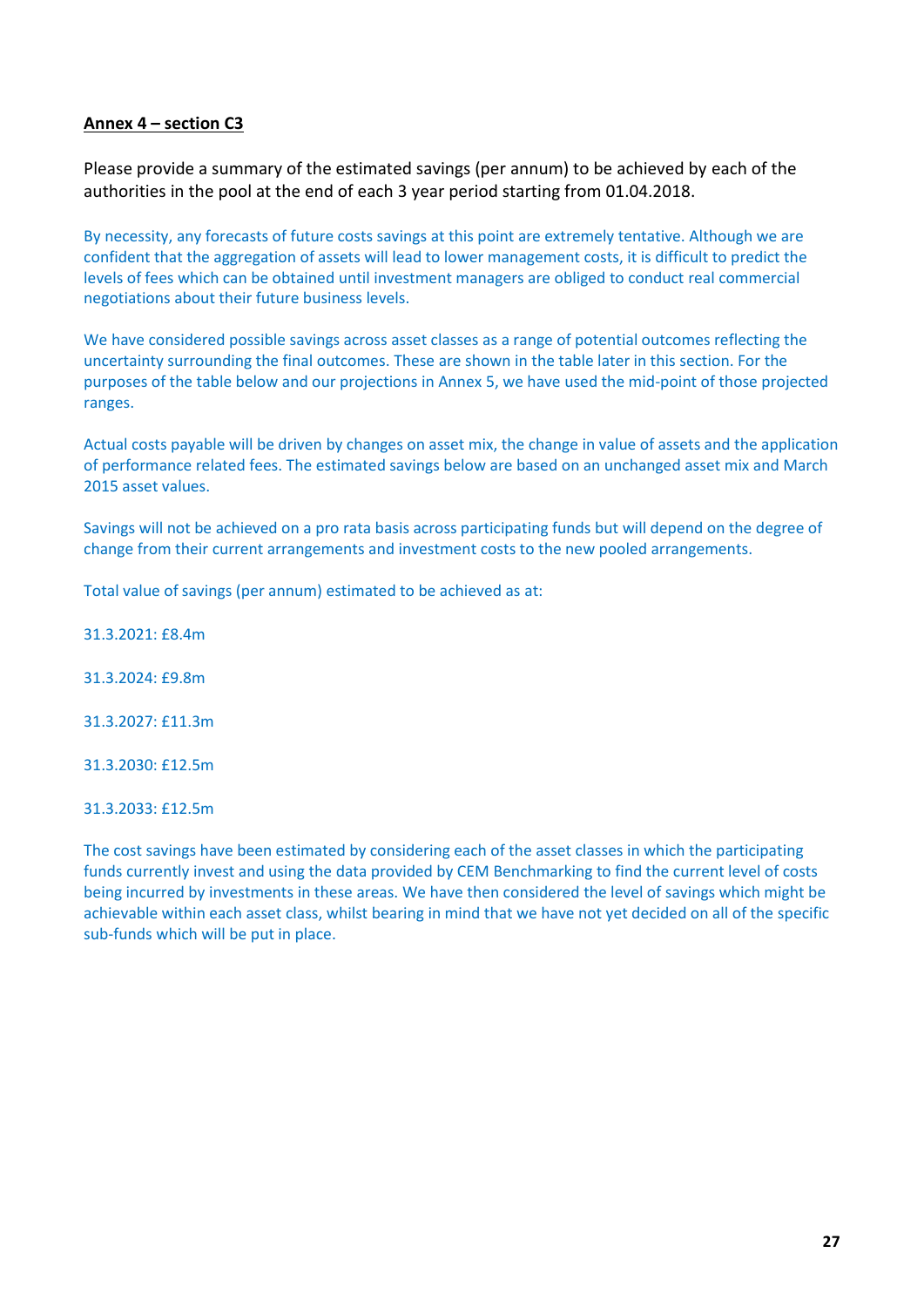**Annex 4 – section C3**

Please provide a summary of the estimated savings (per annum) to be achieved by each of the authorities in the pool at the end of each 3 year period starting from 01.04.2018.

By necessity, any forecasts of future costs savings at this point are extremely tentative. Although we are confident that the aggregation of assets will lead to lower management costs, it is difficult to predict the levels of fees which can be obtained until investment managers are obliged to conduct real commercial negotiations about their future business levels.

We have considered possible savings across asset classes as a range of potential outcomes reflecting the uncertainty surrounding the final outcomes. These are shown in the table later in this section. For the purposes of the table below and our projections in Annex 5, we have used the mid-point of those projected ranges.

Actual costs payable will be driven by changes on asset mix, the change in value of assets and the application of performance related fees. The estimated savings below are based on an unchanged asset mix and March 2015 asset values.

Savings will not be achieved on a pro rata basis across participating funds but will depend on the degree of change from their current arrangements and investment costs to the new pooled arrangements.

Total value of savings (per annum) estimated to be achieved as at:

31.3.2021: £8.4m

31.3.2024: £9.8m

31.3.2027: £11.3m

31.3.2030: £12.5m

31.3.2033: £12.5m

The cost savings have been estimated by considering each of the asset classes in which the participating funds currently invest and using the data provided by CEM Benchmarking to find the current level of costs being incurred by investments in these areas. We have then considered the level of savings which might be achievable within each asset class, whilst bearing in mind that we have not yet decided on all of the specific sub-funds which will be put in place.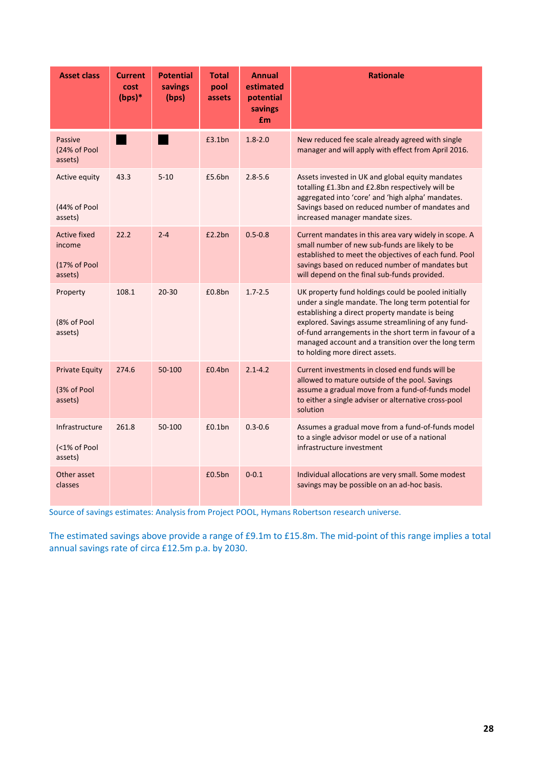| Asset class | Current cost (bps)* | Potential savings (bps) | Total pool assets | Annual estimated potential savings £m | Rationale |
|---|---|---|---|---|---|
| Passive (24% of Pool assets) | ■ | ■ | £3.1bn | 1.8-2.0 | New reduced fee scale already agreed with single manager and will apply with effect from April 2016. |
| Active equity (44% of Pool assets) | 43.3 | 5-10 | £5.6bn | 2.8-5.6 | Assets invested in UK and global equity mandates totalling £1.3bn and £2.8bn respectively will be aggregated into 'core' and 'high alpha' mandates. Savings based on reduced number of mandates and increased manager mandate sizes. |
| Active fixed income (17% of Pool assets) | 22.2 | 2-4 | £2.2bn | 0.5-0.8 | Current mandates in this area vary widely in scope. A small number of new sub-funds are likely to be established to meet the objectives of each fund. Pool savings based on reduced number of mandates but will depend on the final sub-funds provided. |
| Property (8% of Pool assets) | 108.1 | 20-30 | £0.8bn | 1.7-2.5 | UK property fund holdings could be pooled initially under a single mandate. The long term potential for establishing a direct property mandate is being explored. Savings assume streamlining of any fund-of-fund arrangements in the short term in favour of a managed account and a transition over the long term to holding more direct assets. |
| Private Equity (3% of Pool assets) | 274.6 | 50-100 | £0.4bn | 2.1-4.2 | Current investments in closed end funds will be allowed to mature outside of the pool. Savings assume a gradual move from a fund-of-funds model to either a single adviser or alternative cross-pool solution |
| Infrastructure (<1% of Pool assets) | 261.8 | 50-100 | £0.1bn | 0.3-0.6 | Assumes a gradual move from a fund-of-funds model to a single advisor model or use of a national infrastructure investment |
| Other asset classes | | | £0.5bn | 0-0.1 | Individual allocations are very small. Some modest savings may be possible on an ad-hoc basis. |

Source of savings estimates: Analysis from Project POOL, Hymans Robertson research universe.

The estimated savings above provide a range of £9.1m to £15.8m. The mid-point of this range implies a total annual savings rate of circa £12.5m p.a. by 2030.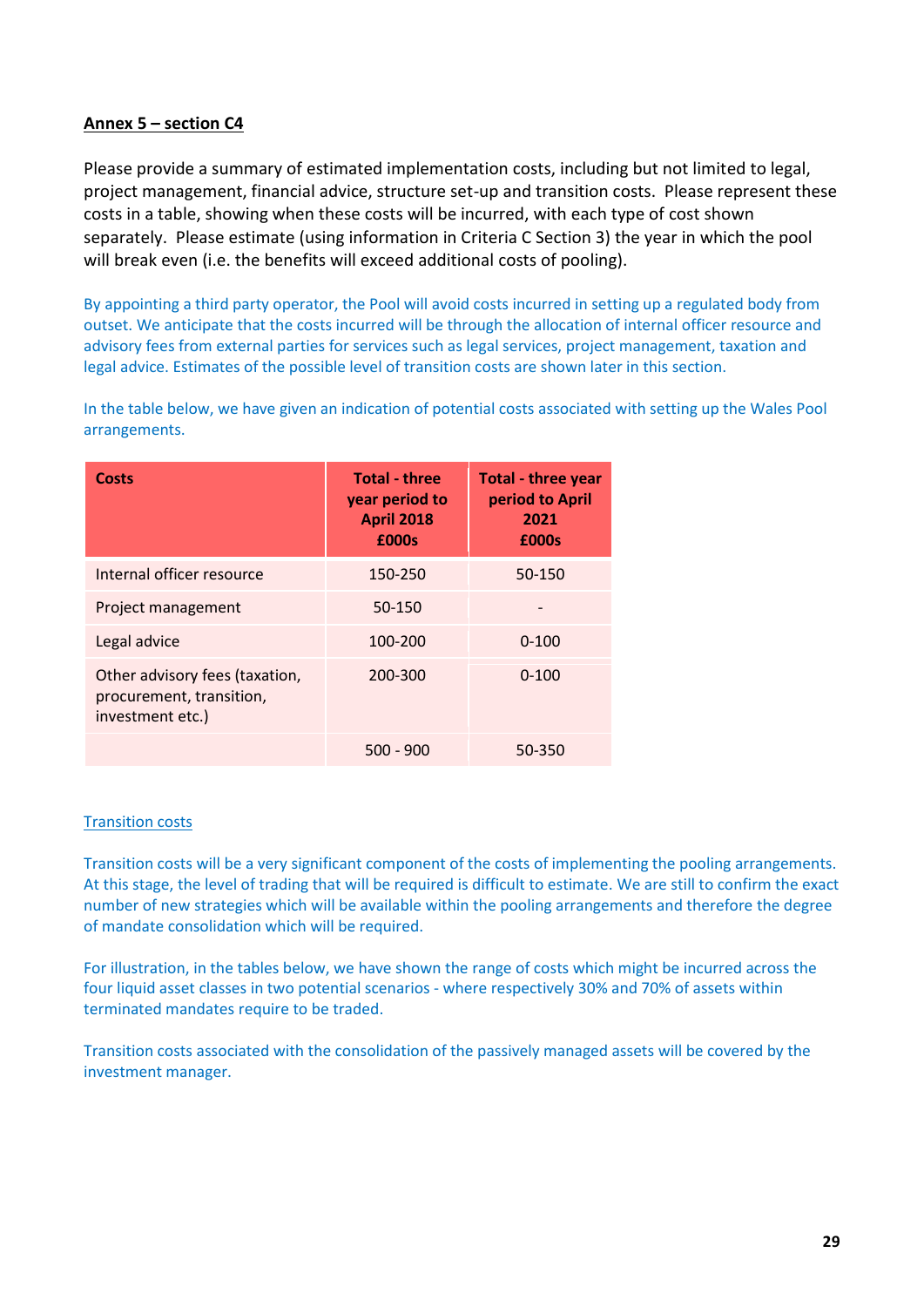**<u>Annex 5 – section C4</u>**

Please provide a summary of estimated implementation costs, including but not limited to legal, project management, financial advice, structure set-up and transition costs. Please represent these costs in a table, showing when these costs will be incurred, with each type of cost shown separately. Please estimate (using information in Criteria C Section 3) the year in which the pool will break even (i.e. the benefits will exceed additional costs of pooling).

By appointing a third party operator, the Pool will avoid costs incurred in setting up a regulated body from outset. We anticipate that the costs incurred will be through the allocation of internal officer resource and advisory fees from external parties for services such as legal services, project management, taxation and legal advice. Estimates of the possible level of transition costs are shown later in this section.

In the table below, we have given an indication of potential costs associated with setting up the Wales Pool arrangements.

| Costs | Total - three year period to April 2018 £000s | Total - three year period to April 2021 £000s |
|---|---|---|
| Internal officer resource | 150-250 | 50-150 |
| Project management | 50-150 | - |
| Legal advice | 100-200 | 0-100 |
| Other advisory fees (taxation, procurement, transition, investment etc.) | 200-300 | 0-100 |
| | 500 - 900 | 50-350 |

<u>Transition costs</u>

Transition costs will be a very significant component of the costs of implementing the pooling arrangements. At this stage, the level of trading that will be required is difficult to estimate. We are still to confirm the exact number of new strategies which will be available within the pooling arrangements and therefore the degree of mandate consolidation which will be required.

For illustration, in the tables below, we have shown the range of costs which might be incurred across the four liquid asset classes in two potential scenarios - where respectively 30% and 70% of assets within terminated mandates require to be traded.

Transition costs associated with the consolidation of the passively managed assets will be covered by the investment manager.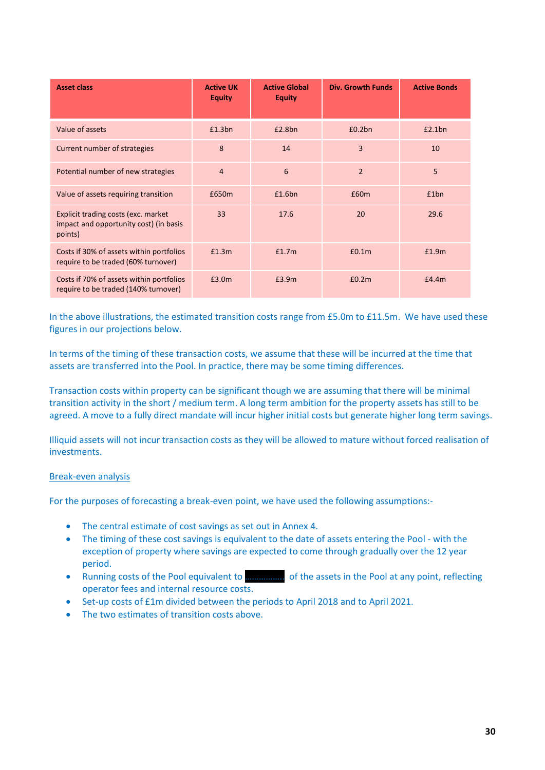| Asset class | Active UK Equity | Active Global Equity | Div. Growth Funds | Active Bonds |
|---|---|---|---|---|
| Value of assets | £1.3bn | £2.8bn | £0.2bn | £2.1bn |
| Current number of strategies | 8 | 14 | 3 | 10 |
| Potential number of new strategies | 4 | 6 | 2 | 5 |
| Value of assets requiring transition | £650m | £1.6bn | £60m | £1bn |
| Explicit trading costs (exc. market impact and opportunity cost) (in basis points) | 33 | 17.6 | 20 | 29.6 |
| Costs if 30% of assets within portfolios require to be traded (60% turnover) | £1.3m | £1.7m | £0.1m | £1.9m |
| Costs if 70% of assets within portfolios require to be traded (140% turnover) | £3.0m | £3.9m | £0.2m | £4.4m |

In the above illustrations, the estimated transition costs range from £5.0m to £11.5m. We have used these figures in our projections below.

In terms of the timing of these transaction costs, we assume that these will be incurred at the time that assets are transferred into the Pool. In practice, there may be some timing differences.

Transaction costs within property can be significant though we are assuming that there will be minimal transition activity in the short / medium term. A long term ambition for the property assets has still to be agreed. A move to a fully direct mandate will incur higher initial costs but generate higher long term savings.

Illiquid assets will not incur transaction costs as they will be allowed to mature without forced realisation of investments.

Break-even analysis

For the purposes of forecasting a break-even point, we have used the following assumptions:-

- The central estimate of cost savings as set out in Annex 4.
- The timing of these cost savings is equivalent to the date of assets entering the Pool - with the exception of property where savings are expected to come through gradually over the 12 year period.
- Running costs of the Pool equivalent to [REDACTED] of the assets in the Pool at any point, reflecting operator fees and internal resource costs.
- Set-up costs of £1m divided between the periods to April 2018 and to April 2021.
- The two estimates of transition costs above.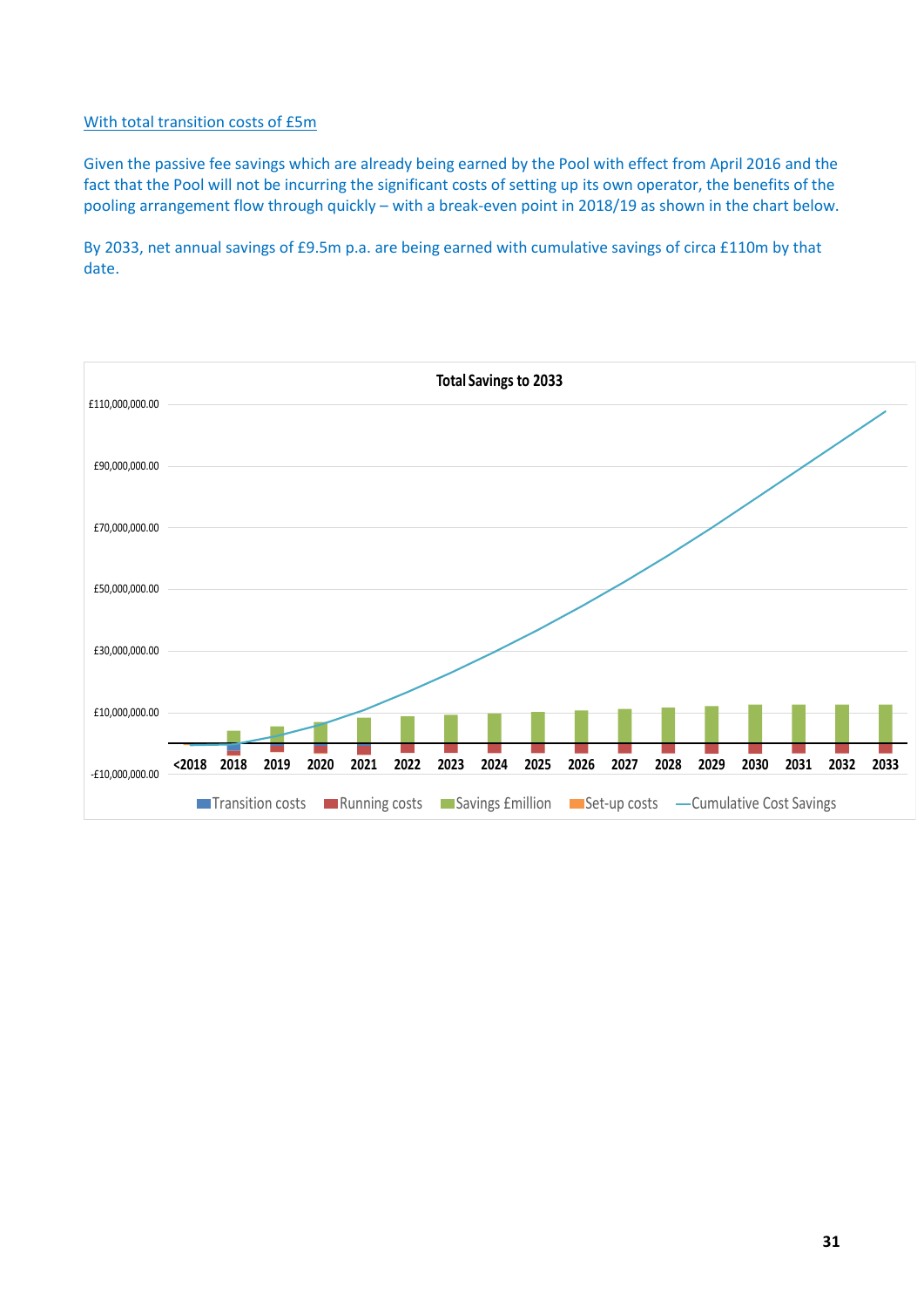With total transition costs of £5m

Given the passive fee savings which are already being earned by the Pool with effect from April 2016 and the fact that the Pool will not be incurring the significant costs of setting up its own operator, the benefits of the pooling arrangement flow through quickly – with a break-even point in 2018/19 as shown in the chart below.

By 2033, net annual savings of £9.5m p.a. are being earned with cumulative savings of circa £110m by that date.

**Total Savings to 2033**

£110,000,000.00
£90,000,000.00
£70,000,000.00
£50,000,000.00
£30,000,000.00
£10,000,000.00
-£10,000,000.00

<2018 2018 2019 2020 2021 2022 2023 2024 2025 2026 2027 2028 2029 2030 2031 2032 2033

Transition costs | Running costs | Savings £million | Set-up costs | Cumulative Cost Savings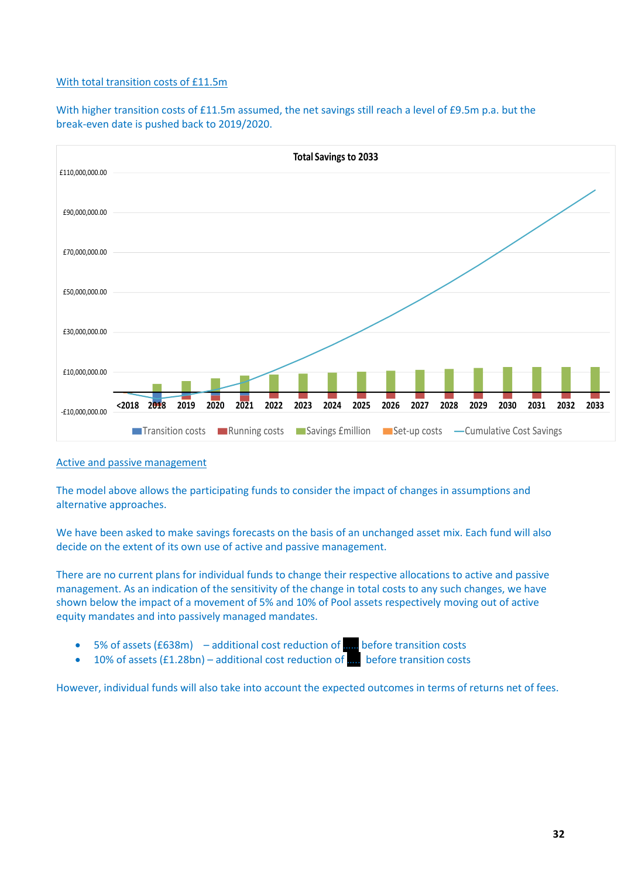With total transition costs of £11.5m

With higher transition costs of £11.5m assumed, the net savings still reach a level of £9.5m p.a. but the break-even date is pushed back to 2019/2020.

Total Savings to 2033

£110,000,000.00
£90,000,000.00
£70,000,000.00
£50,000,000.00
£30,000,000.00
£10,000,000.00
-£10,000,000.00

<2018 2018 2019 2020 2021 2022 2023 2024 2025 2026 2027 2028 2029 2030 2031 2032 2033

Transition costs, Running costs, Savings £million, Set-up costs, Cumulative Cost Savings

Active and passive management

The model above allows the participating funds to consider the impact of changes in assumptions and alternative approaches.

We have been asked to make savings forecasts on the basis of an unchanged asset mix. Each fund will also decide on the extent of its own use of active and passive management.

There are no current plans for individual funds to change their respective allocations to active and passive management. As an indication of the sensitivity of the change in total costs to any such changes, we have shown below the impact of a movement of 5% and 10% of Pool assets respectively moving out of active equity mandates and into passively managed mandates.

- 5% of assets (£638m) – additional cost reduction of ████ before transition costs
- 10% of assets (£1.28bn) – additional cost reduction of ████ before transition costs

However, individual funds will also take into account the expected outcomes in terms of returns net of fees.